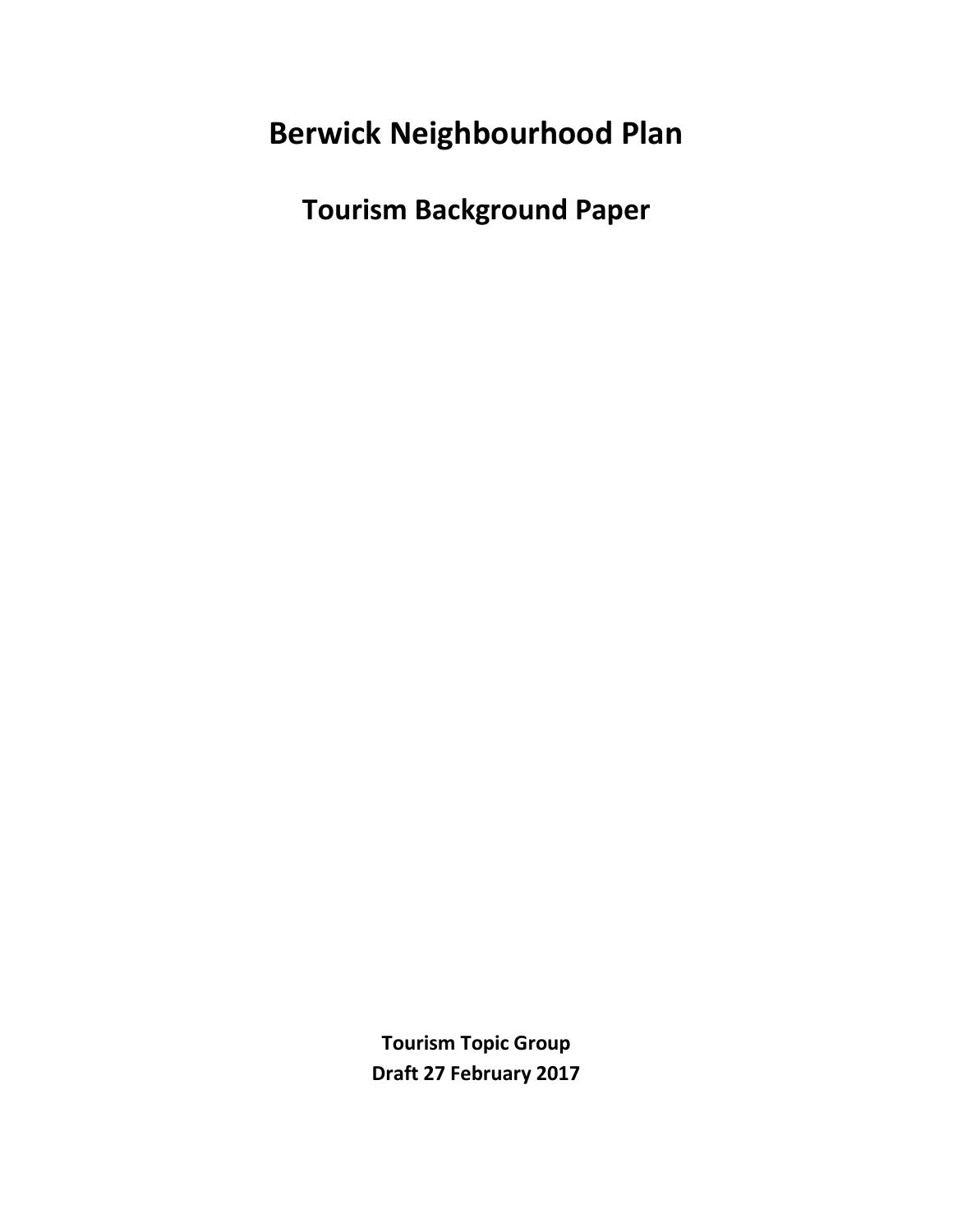# Berwick Neighbourhood Plan

## Tourism Background Paper

**Tourism Topic Group**
**Draft 27 February 2017**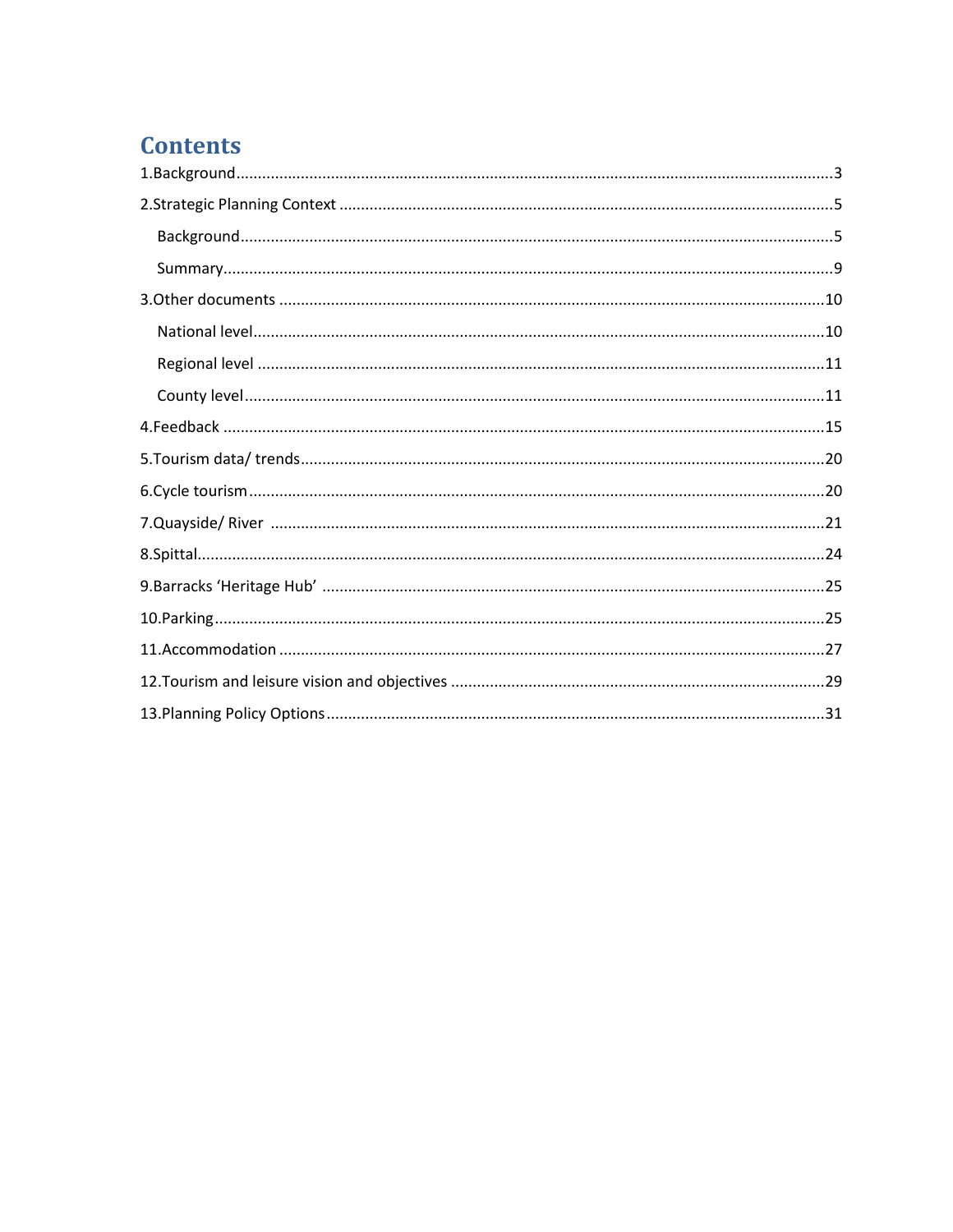# Contents

1.Background ... 3

2.Strategic Planning Context ... 5

- Background ... 5
- Summary ... 9

3.Other documents ... 10

- National level ... 10
- Regional level ... 11
- County level ... 11

4.Feedback ... 15

5.Tourism data/ trends ... 20

6.Cycle tourism ... 20

7.Quayside/ River ... 21

8.Spittal ... 24

9.Barracks 'Heritage Hub' ... 25

10.Parking ... 25

11.Accommodation ... 27

12.Tourism and leisure vision and objectives ... 29

13.Planning Policy Options ... 31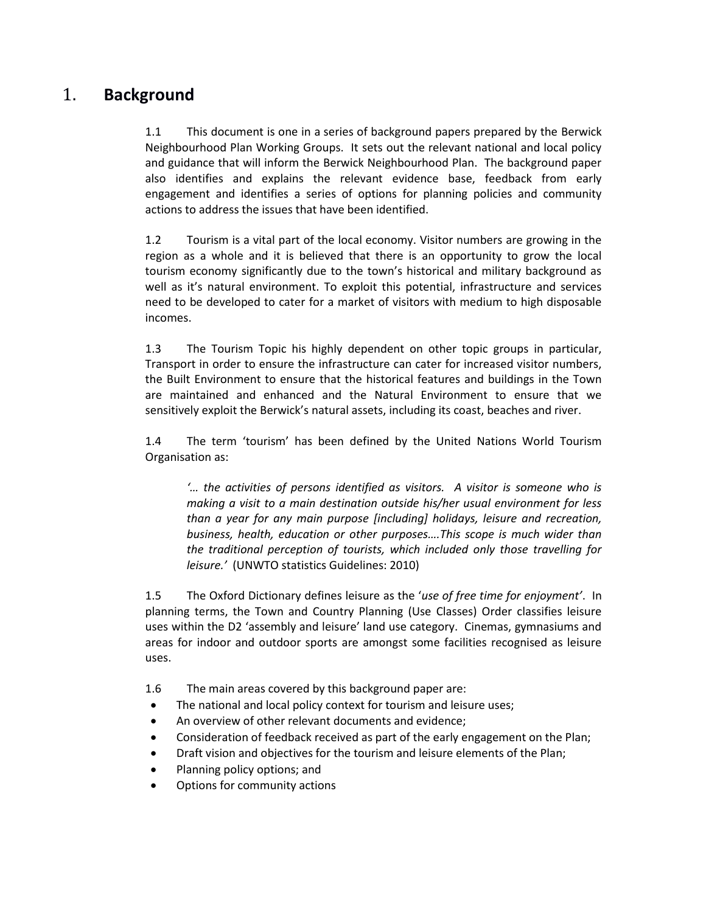# 1. Background

1.1 This document is one in a series of background papers prepared by the Berwick Neighbourhood Plan Working Groups. It sets out the relevant national and local policy and guidance that will inform the Berwick Neighbourhood Plan. The background paper also identifies and explains the relevant evidence base, feedback from early engagement and identifies a series of options for planning policies and community actions to address the issues that have been identified.

1.2 Tourism is a vital part of the local economy. Visitor numbers are growing in the region as a whole and it is believed that there is an opportunity to grow the local tourism economy significantly due to the town's historical and military background as well as it's natural environment. To exploit this potential, infrastructure and services need to be developed to cater for a market of visitors with medium to high disposable incomes.

1.3 The Tourism Topic his highly dependent on other topic groups in particular, Transport in order to ensure the infrastructure can cater for increased visitor numbers, the Built Environment to ensure that the historical features and buildings in the Town are maintained and enhanced and the Natural Environment to ensure that we sensitively exploit the Berwick's natural assets, including its coast, beaches and river.

1.4 The term 'tourism' has been defined by the United Nations World Tourism Organisation as:

> *'… the activities of persons identified as visitors. A visitor is someone who is making a visit to a main destination outside his/her usual environment for less than a year for any main purpose [including] holidays, leisure and recreation, business, health, education or other purposes….This scope is much wider than the traditional perception of tourists, which included only those travelling for leisure.'* (UNWTO statistics Guidelines: 2010)

1.5 The Oxford Dictionary defines leisure as the '*use of free time for enjoyment'*. In planning terms, the Town and Country Planning (Use Classes) Order classifies leisure uses within the D2 'assembly and leisure' land use category. Cinemas, gymnasiums and areas for indoor and outdoor sports are amongst some facilities recognised as leisure uses.

1.6 The main areas covered by this background paper are:

- The national and local policy context for tourism and leisure uses;
- An overview of other relevant documents and evidence;
- Consideration of feedback received as part of the early engagement on the Plan;
- Draft vision and objectives for the tourism and leisure elements of the Plan;
- Planning policy options; and
- Options for community actions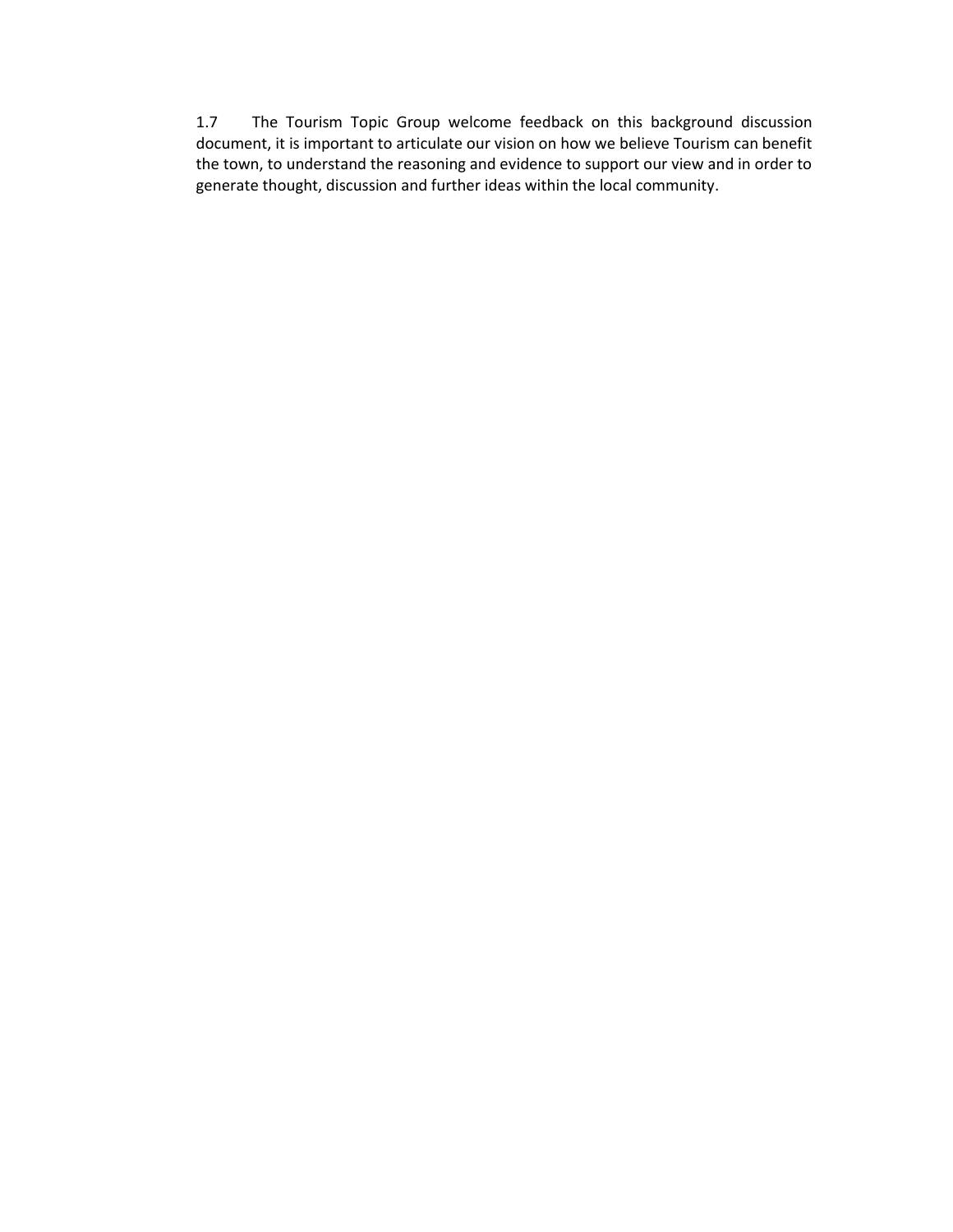1.7 The Tourism Topic Group welcome feedback on this background discussion document, it is important to articulate our vision on how we believe Tourism can benefit the town, to understand the reasoning and evidence to support our view and in order to generate thought, discussion and further ideas within the local community.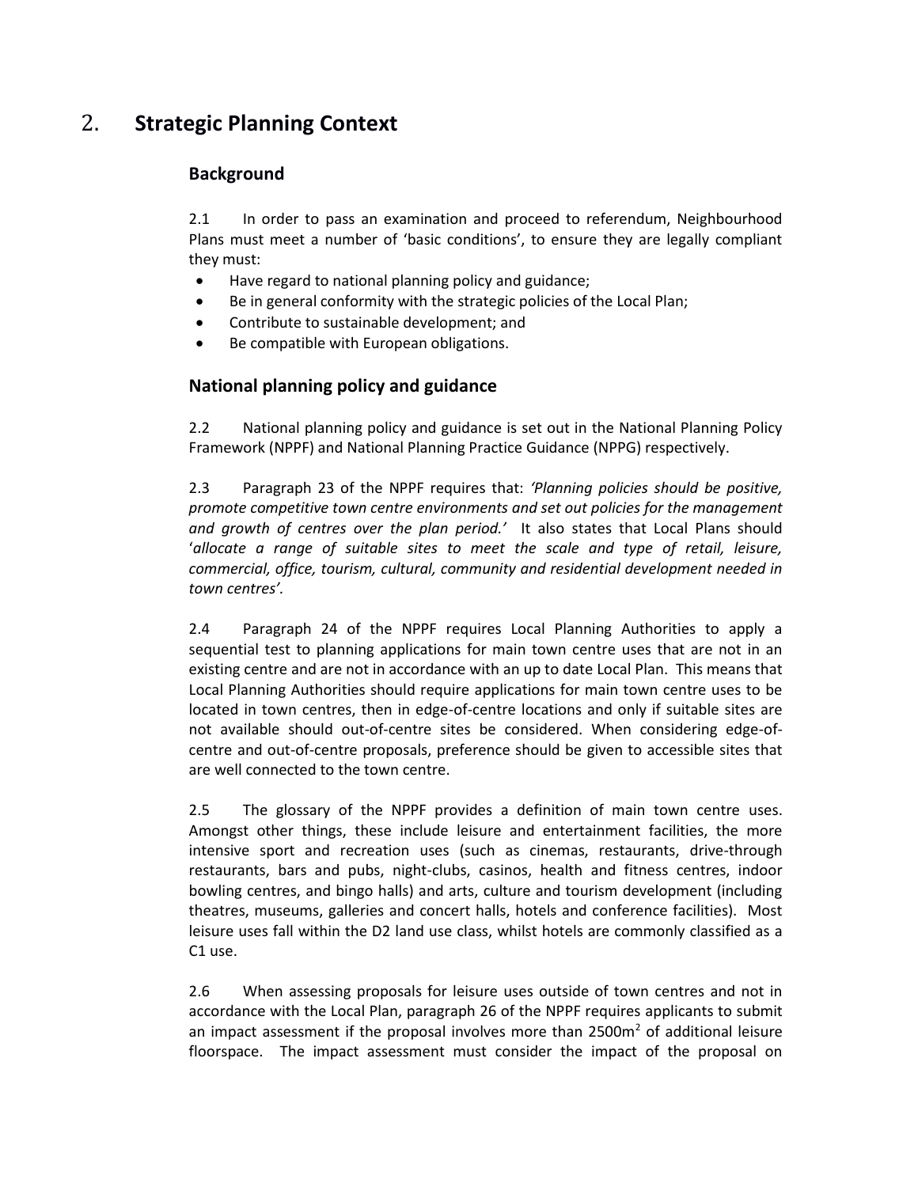## 2. Strategic Planning Context

### Background

2.1 In order to pass an examination and proceed to referendum, Neighbourhood Plans must meet a number of 'basic conditions', to ensure they are legally compliant they must:

- Have regard to national planning policy and guidance;
- Be in general conformity with the strategic policies of the Local Plan;
- Contribute to sustainable development; and
- Be compatible with European obligations.

### National planning policy and guidance

2.2 National planning policy and guidance is set out in the National Planning Policy Framework (NPPF) and National Planning Practice Guidance (NPPG) respectively.

2.3 Paragraph 23 of the NPPF requires that: *'Planning policies should be positive, promote competitive town centre environments and set out policies for the management and growth of centres over the plan period.'* It also states that Local Plans should '*allocate a range of suitable sites to meet the scale and type of retail, leisure, commercial, office, tourism, cultural, community and residential development needed in town centres'*.

2.4 Paragraph 24 of the NPPF requires Local Planning Authorities to apply a sequential test to planning applications for main town centre uses that are not in an existing centre and are not in accordance with an up to date Local Plan. This means that Local Planning Authorities should require applications for main town centre uses to be located in town centres, then in edge-of-centre locations and only if suitable sites are not available should out-of-centre sites be considered. When considering edge-of-centre and out-of-centre proposals, preference should be given to accessible sites that are well connected to the town centre.

2.5 The glossary of the NPPF provides a definition of main town centre uses. Amongst other things, these include leisure and entertainment facilities, the more intensive sport and recreation uses (such as cinemas, restaurants, drive-through restaurants, bars and pubs, night-clubs, casinos, health and fitness centres, indoor bowling centres, and bingo halls) and arts, culture and tourism development (including theatres, museums, galleries and concert halls, hotels and conference facilities). Most leisure uses fall within the D2 land use class, whilst hotels are commonly classified as a C1 use.

2.6 When assessing proposals for leisure uses outside of town centres and not in accordance with the Local Plan, paragraph 26 of the NPPF requires applicants to submit an impact assessment if the proposal involves more than 2500m$^2$ of additional leisure floorspace. The impact assessment must consider the impact of the proposal on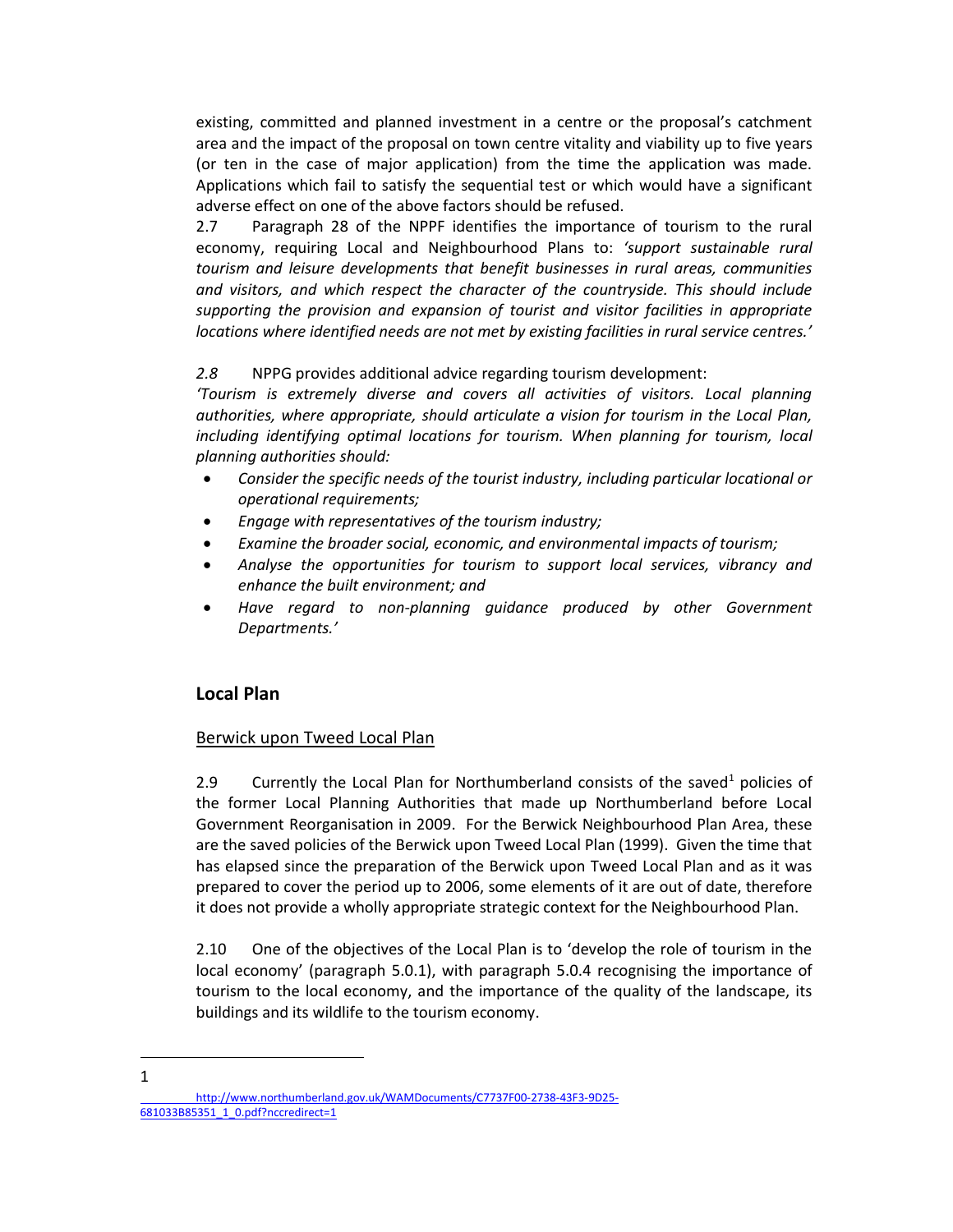existing, committed and planned investment in a centre or the proposal's catchment area and the impact of the proposal on town centre vitality and viability up to five years (or ten in the case of major application) from the time the application was made. Applications which fail to satisfy the sequential test or which would have a significant adverse effect on one of the above factors should be refused.

2.7 Paragraph 28 of the NPPF identifies the importance of tourism to the rural economy, requiring Local and Neighbourhood Plans to: *'support sustainable rural tourism and leisure developments that benefit businesses in rural areas, communities and visitors, and which respect the character of the countryside. This should include supporting the provision and expansion of tourist and visitor facilities in appropriate locations where identified needs are not met by existing facilities in rural service centres.'*

*2.8* NPPG provides additional advice regarding tourism development:
*'Tourism is extremely diverse and covers all activities of visitors. Local planning authorities, where appropriate, should articulate a vision for tourism in the Local Plan, including identifying optimal locations for tourism. When planning for tourism, local planning authorities should:*

- *Consider the specific needs of the tourist industry, including particular locational or operational requirements;*
- *Engage with representatives of the tourism industry;*
- *Examine the broader social, economic, and environmental impacts of tourism;*
- *Analyse the opportunities for tourism to support local services, vibrancy and enhance the built environment; and*
- *Have regard to non-planning guidance produced by other Government Departments.'*

## Local Plan

Berwick upon Tweed Local Plan

2.9 Currently the Local Plan for Northumberland consists of the saved[1] policies of the former Local Planning Authorities that made up Northumberland before Local Government Reorganisation in 2009. For the Berwick Neighbourhood Plan Area, these are the saved policies of the Berwick upon Tweed Local Plan (1999). Given the time that has elapsed since the preparation of the Berwick upon Tweed Local Plan and as it was prepared to cover the period up to 2006, some elements of it are out of date, therefore it does not provide a wholly appropriate strategic context for the Neighbourhood Plan.

2.10 One of the objectives of the Local Plan is to 'develop the role of tourism in the local economy' (paragraph 5.0.1), with paragraph 5.0.4 recognising the importance of tourism to the local economy, and the importance of the quality of the landscape, its buildings and its wildlife to the tourism economy.

---

1 http://www.northumberland.gov.uk/WAMDocuments/C7737F00-2738-43F3-9D25-681033B85351_1_0.pdf?nccredirect=1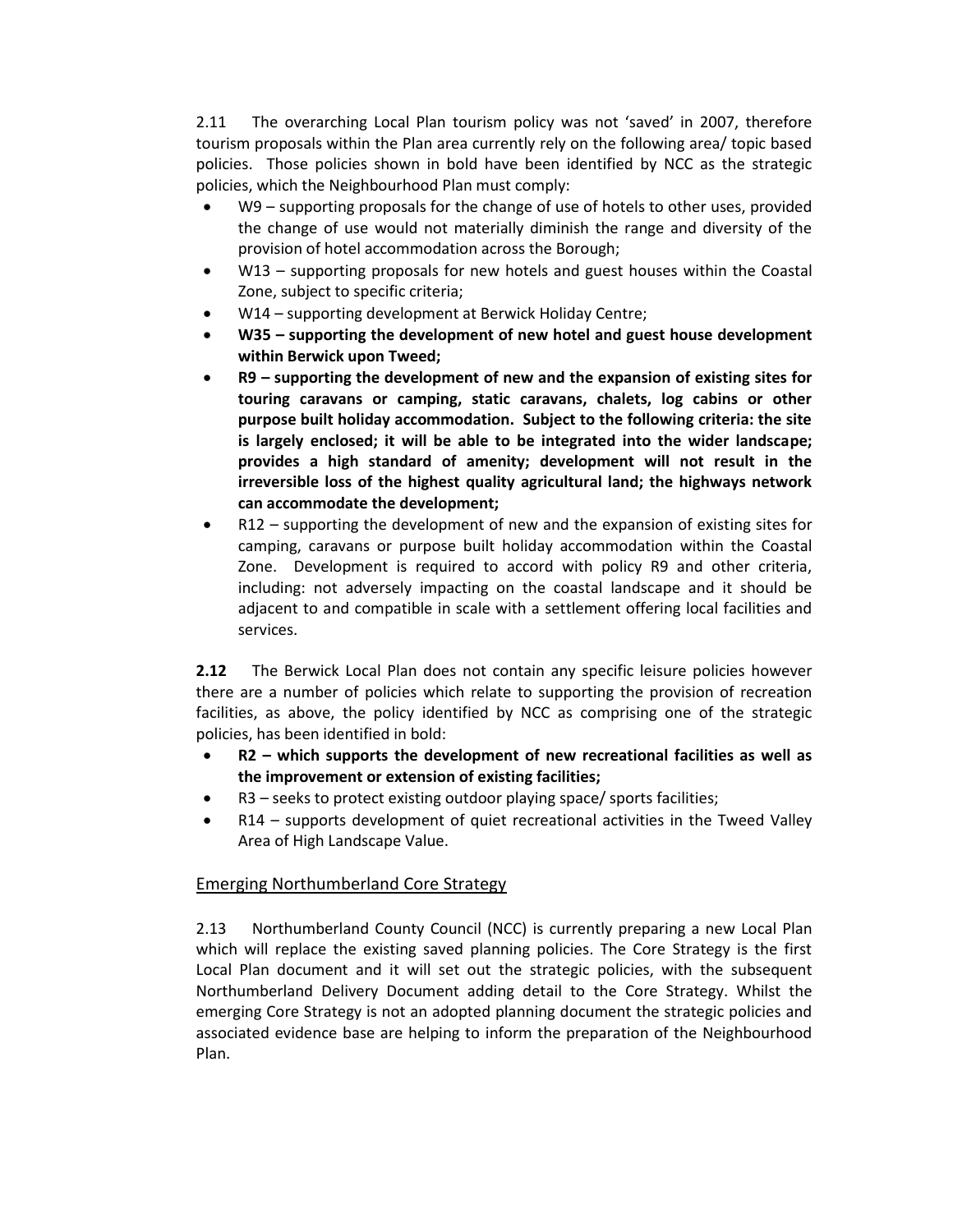2.11 The overarching Local Plan tourism policy was not 'saved' in 2007, therefore tourism proposals within the Plan area currently rely on the following area/ topic based policies. Those policies shown in bold have been identified by NCC as the strategic policies, which the Neighbourhood Plan must comply:

- W9 – supporting proposals for the change of use of hotels to other uses, provided the change of use would not materially diminish the range and diversity of the provision of hotel accommodation across the Borough;
- W13 – supporting proposals for new hotels and guest houses within the Coastal Zone, subject to specific criteria;
- W14 – supporting development at Berwick Holiday Centre;
- **W35 – supporting the development of new hotel and guest house development within Berwick upon Tweed;**
- **R9 – supporting the development of new and the expansion of existing sites for touring caravans or camping, static caravans, chalets, log cabins or other purpose built holiday accommodation. Subject to the following criteria: the site is largely enclosed; it will be able to be integrated into the wider landscape; provides a high standard of amenity; development will not result in the irreversible loss of the highest quality agricultural land; the highways network can accommodate the development;**
- R12 – supporting the development of new and the expansion of existing sites for camping, caravans or purpose built holiday accommodation within the Coastal Zone. Development is required to accord with policy R9 and other criteria, including: not adversely impacting on the coastal landscape and it should be adjacent to and compatible in scale with a settlement offering local facilities and services.

**2.12** The Berwick Local Plan does not contain any specific leisure policies however there are a number of policies which relate to supporting the provision of recreation facilities, as above, the policy identified by NCC as comprising one of the strategic policies, has been identified in bold:

- **R2 – which supports the development of new recreational facilities as well as the improvement or extension of existing facilities;**
- R3 – seeks to protect existing outdoor playing space/ sports facilities;
- R14 – supports development of quiet recreational activities in the Tweed Valley Area of High Landscape Value.

## Emerging Northumberland Core Strategy

2.13 Northumberland County Council (NCC) is currently preparing a new Local Plan which will replace the existing saved planning policies. The Core Strategy is the first Local Plan document and it will set out the strategic policies, with the subsequent Northumberland Delivery Document adding detail to the Core Strategy. Whilst the emerging Core Strategy is not an adopted planning document the strategic policies and associated evidence base are helping to inform the preparation of the Neighbourhood Plan.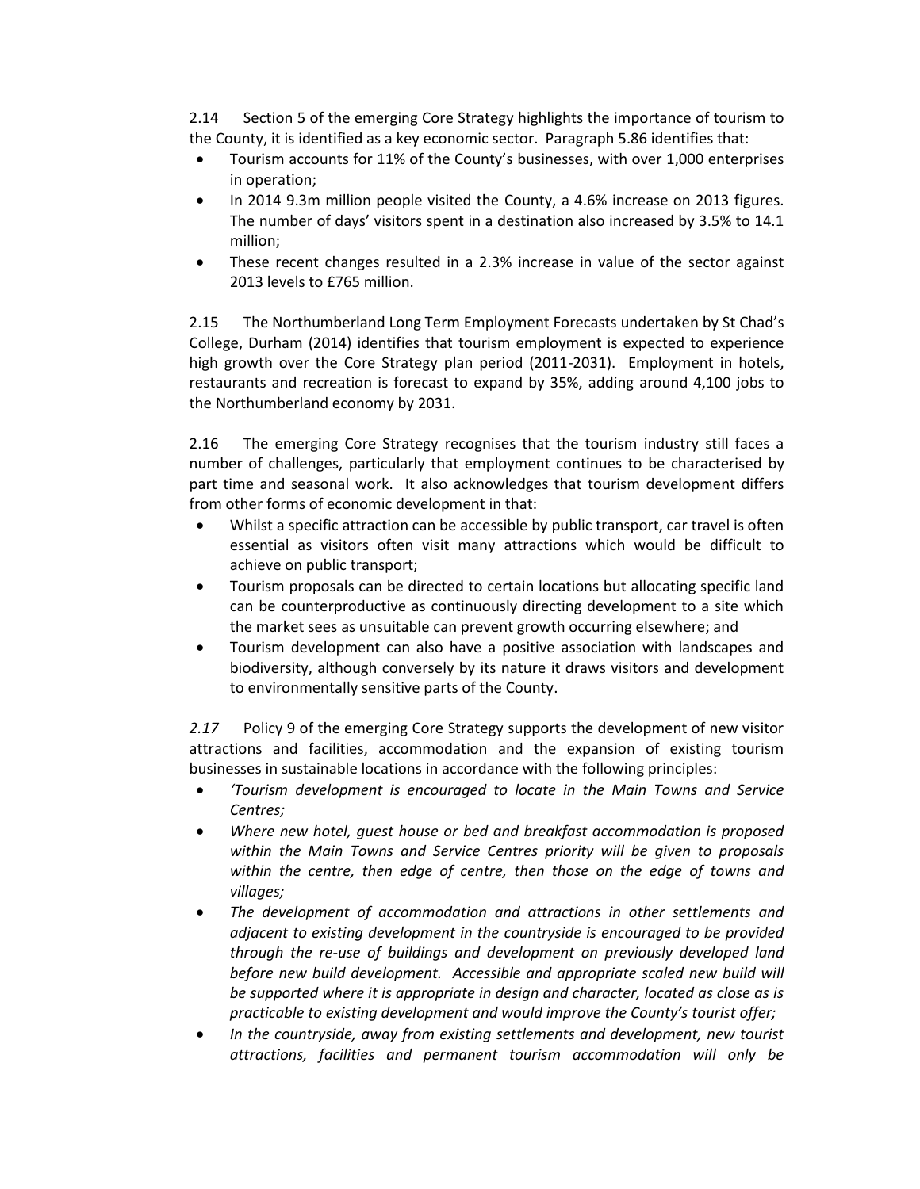2.14 Section 5 of the emerging Core Strategy highlights the importance of tourism to the County, it is identified as a key economic sector. Paragraph 5.86 identifies that:

- Tourism accounts for 11% of the County's businesses, with over 1,000 enterprises in operation;
- In 2014 9.3m million people visited the County, a 4.6% increase on 2013 figures. The number of days' visitors spent in a destination also increased by 3.5% to 14.1 million;
- These recent changes resulted in a 2.3% increase in value of the sector against 2013 levels to £765 million.

2.15 The Northumberland Long Term Employment Forecasts undertaken by St Chad's College, Durham (2014) identifies that tourism employment is expected to experience high growth over the Core Strategy plan period (2011-2031). Employment in hotels, restaurants and recreation is forecast to expand by 35%, adding around 4,100 jobs to the Northumberland economy by 2031.

2.16 The emerging Core Strategy recognises that the tourism industry still faces a number of challenges, particularly that employment continues to be characterised by part time and seasonal work. It also acknowledges that tourism development differs from other forms of economic development in that:

- Whilst a specific attraction can be accessible by public transport, car travel is often essential as visitors often visit many attractions which would be difficult to achieve on public transport;
- Tourism proposals can be directed to certain locations but allocating specific land can be counterproductive as continuously directing development to a site which the market sees as unsuitable can prevent growth occurring elsewhere; and
- Tourism development can also have a positive association with landscapes and biodiversity, although conversely by its nature it draws visitors and development to environmentally sensitive parts of the County.

*2.17* Policy 9 of the emerging Core Strategy supports the development of new visitor attractions and facilities, accommodation and the expansion of existing tourism businesses in sustainable locations in accordance with the following principles:

- *'Tourism development is encouraged to locate in the Main Towns and Service Centres;*
- *Where new hotel, guest house or bed and breakfast accommodation is proposed within the Main Towns and Service Centres priority will be given to proposals within the centre, then edge of centre, then those on the edge of towns and villages;*
- *The development of accommodation and attractions in other settlements and adjacent to existing development in the countryside is encouraged to be provided through the re-use of buildings and development on previously developed land before new build development. Accessible and appropriate scaled new build will be supported where it is appropriate in design and character, located as close as is practicable to existing development and would improve the County's tourist offer;*
- *In the countryside, away from existing settlements and development, new tourist attractions, facilities and permanent tourism accommodation will only be*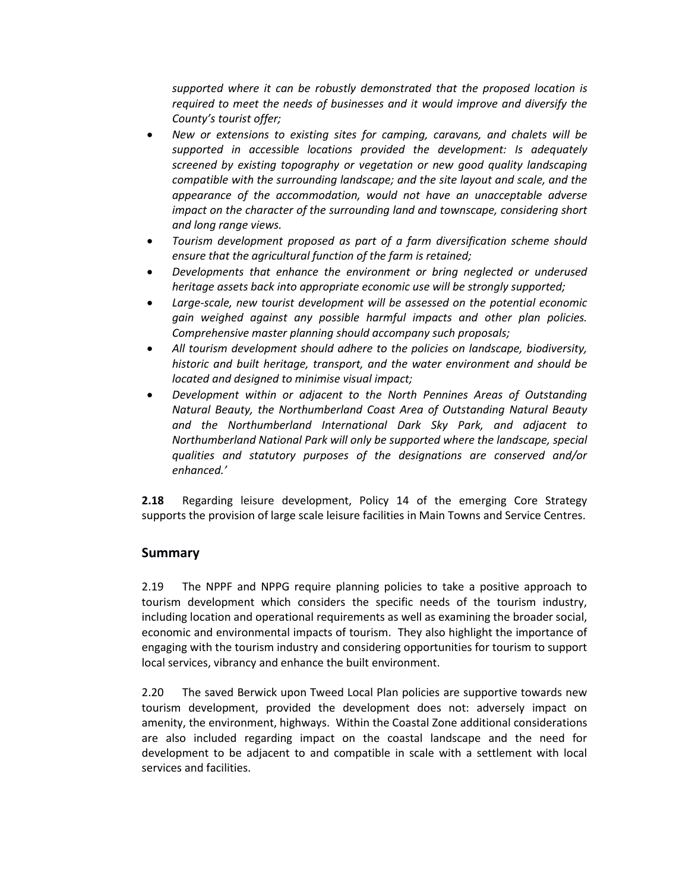*supported where it can be robustly demonstrated that the proposed location is required to meet the needs of businesses and it would improve and diversify the County's tourist offer;*

- *New or extensions to existing sites for camping, caravans, and chalets will be supported in accessible locations provided the development: Is adequately screened by existing topography or vegetation or new good quality landscaping compatible with the surrounding landscape; and the site layout and scale, and the appearance of the accommodation, would not have an unacceptable adverse impact on the character of the surrounding land and townscape, considering short and long range views.*
- *Tourism development proposed as part of a farm diversification scheme should ensure that the agricultural function of the farm is retained;*
- *Developments that enhance the environment or bring neglected or underused heritage assets back into appropriate economic use will be strongly supported;*
- *Large-scale, new tourist development will be assessed on the potential economic gain weighed against any possible harmful impacts and other plan policies. Comprehensive master planning should accompany such proposals;*
- *All tourism development should adhere to the policies on landscape, biodiversity, historic and built heritage, transport, and the water environment and should be located and designed to minimise visual impact;*
- *Development within or adjacent to the North Pennines Areas of Outstanding Natural Beauty, the Northumberland Coast Area of Outstanding Natural Beauty and the Northumberland International Dark Sky Park, and adjacent to Northumberland National Park will only be supported where the landscape, special qualities and statutory purposes of the designations are conserved and/or enhanced.'*

**2.18** Regarding leisure development, Policy 14 of the emerging Core Strategy supports the provision of large scale leisure facilities in Main Towns and Service Centres.

## Summary

2.19 The NPPF and NPPG require planning policies to take a positive approach to tourism development which considers the specific needs of the tourism industry, including location and operational requirements as well as examining the broader social, economic and environmental impacts of tourism. They also highlight the importance of engaging with the tourism industry and considering opportunities for tourism to support local services, vibrancy and enhance the built environment.

2.20 The saved Berwick upon Tweed Local Plan policies are supportive towards new tourism development, provided the development does not: adversely impact on amenity, the environment, highways. Within the Coastal Zone additional considerations are also included regarding impact on the coastal landscape and the need for development to be adjacent to and compatible in scale with a settlement with local services and facilities.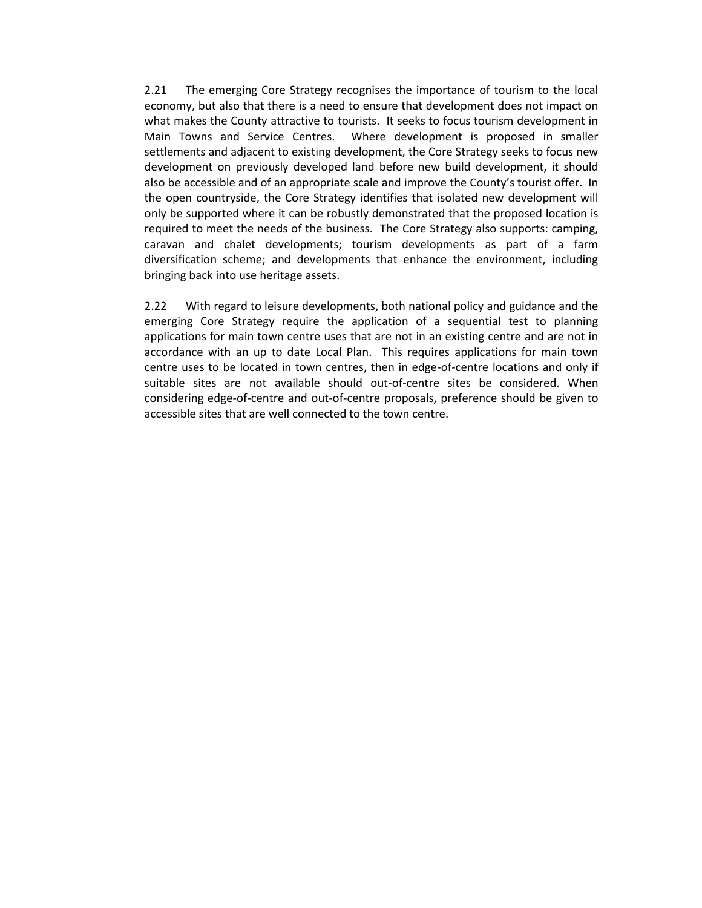2.21 The emerging Core Strategy recognises the importance of tourism to the local economy, but also that there is a need to ensure that development does not impact on what makes the County attractive to tourists. It seeks to focus tourism development in Main Towns and Service Centres. Where development is proposed in smaller settlements and adjacent to existing development, the Core Strategy seeks to focus new development on previously developed land before new build development, it should also be accessible and of an appropriate scale and improve the County's tourist offer. In the open countryside, the Core Strategy identifies that isolated new development will only be supported where it can be robustly demonstrated that the proposed location is required to meet the needs of the business. The Core Strategy also supports: camping, caravan and chalet developments; tourism developments as part of a farm diversification scheme; and developments that enhance the environment, including bringing back into use heritage assets.

2.22 With regard to leisure developments, both national policy and guidance and the emerging Core Strategy require the application of a sequential test to planning applications for main town centre uses that are not in an existing centre and are not in accordance with an up to date Local Plan. This requires applications for main town centre uses to be located in town centres, then in edge-of-centre locations and only if suitable sites are not available should out-of-centre sites be considered. When considering edge-of-centre and out-of-centre proposals, preference should be given to accessible sites that are well connected to the town centre.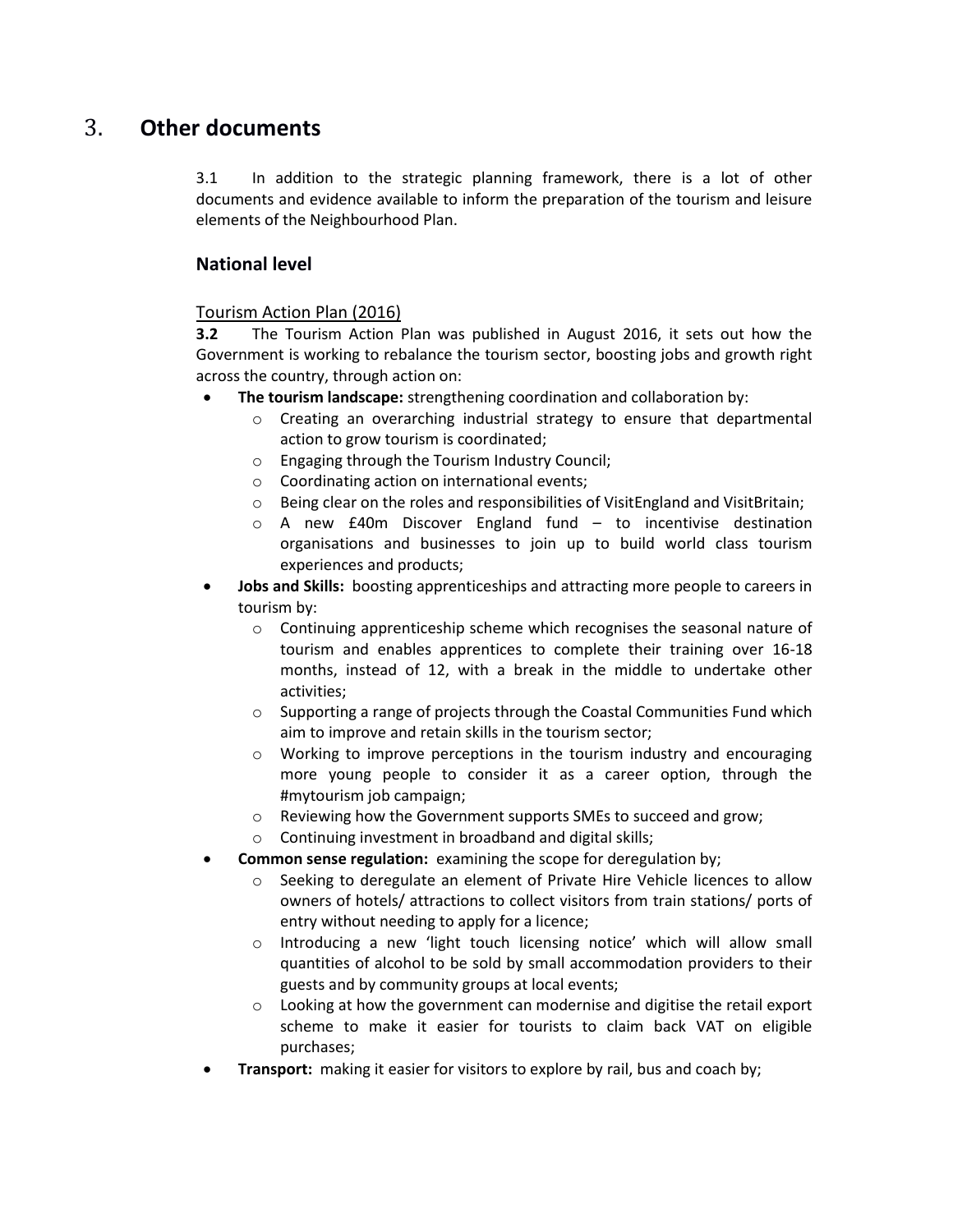# 3. Other documents

3.1 In addition to the strategic planning framework, there is a lot of other documents and evidence available to inform the preparation of the tourism and leisure elements of the Neighbourhood Plan.

## National level

### Tourism Action Plan (2016)

**3.2** The Tourism Action Plan was published in August 2016, it sets out how the Government is working to rebalance the tourism sector, boosting jobs and growth right across the country, through action on:

- **The tourism landscape:** strengthening coordination and collaboration by:
  - Creating an overarching industrial strategy to ensure that departmental action to grow tourism is coordinated;
  - Engaging through the Tourism Industry Council;
  - Coordinating action on international events;
  - Being clear on the roles and responsibilities of VisitEngland and VisitBritain;
  - A new £40m Discover England fund – to incentivise destination organisations and businesses to join up to build world class tourism experiences and products;
- **Jobs and Skills:** boosting apprenticeships and attracting more people to careers in tourism by:
  - Continuing apprenticeship scheme which recognises the seasonal nature of tourism and enables apprentices to complete their training over 16-18 months, instead of 12, with a break in the middle to undertake other activities;
  - Supporting a range of projects through the Coastal Communities Fund which aim to improve and retain skills in the tourism sector;
  - Working to improve perceptions in the tourism industry and encouraging more young people to consider it as a career option, through the #mytourism job campaign;
  - Reviewing how the Government supports SMEs to succeed and grow;
  - Continuing investment in broadband and digital skills;
- **Common sense regulation:** examining the scope for deregulation by;
  - Seeking to deregulate an element of Private Hire Vehicle licences to allow owners of hotels/ attractions to collect visitors from train stations/ ports of entry without needing to apply for a licence;
  - Introducing a new 'light touch licensing notice' which will allow small quantities of alcohol to be sold by small accommodation providers to their guests and by community groups at local events;
  - Looking at how the government can modernise and digitise the retail export scheme to make it easier for tourists to claim back VAT on eligible purchases;
- **Transport:** making it easier for visitors to explore by rail, bus and coach by;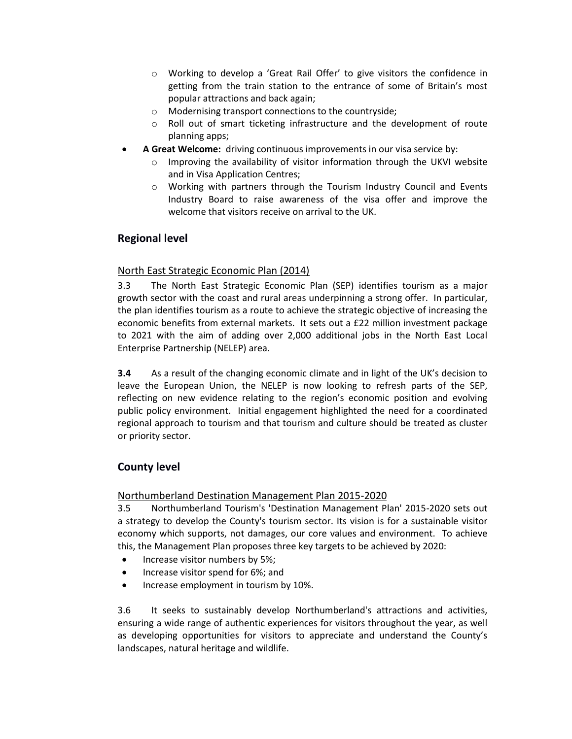- Working to develop a 'Great Rail Offer' to give visitors the confidence in getting from the train station to the entrance of some of Britain's most popular attractions and back again;
    - Modernising transport connections to the countryside;
    - Roll out of smart ticketing infrastructure and the development of route planning apps;
- **A Great Welcome:** driving continuous improvements in our visa service by:
    - Improving the availability of visitor information through the UKVI website and in Visa Application Centres;
    - Working with partners through the Tourism Industry Council and Events Industry Board to raise awareness of the visa offer and improve the welcome that visitors receive on arrival to the UK.

## Regional level

<u>North East Strategic Economic Plan (2014)</u>

3.3 The North East Strategic Economic Plan (SEP) identifies tourism as a major growth sector with the coast and rural areas underpinning a strong offer. In particular, the plan identifies tourism as a route to achieve the strategic objective of increasing the economic benefits from external markets. It sets out a £22 million investment package to 2021 with the aim of adding over 2,000 additional jobs in the North East Local Enterprise Partnership (NELEP) area.

**3.4** As a result of the changing economic climate and in light of the UK's decision to leave the European Union, the NELEP is now looking to refresh parts of the SEP, reflecting on new evidence relating to the region's economic position and evolving public policy environment. Initial engagement highlighted the need for a coordinated regional approach to tourism and that tourism and culture should be treated as cluster or priority sector.

## County level

<u>Northumberland Destination Management Plan 2015-2020</u>

3.5 Northumberland Tourism's 'Destination Management Plan' 2015-2020 sets out a strategy to develop the County's tourism sector. Its vision is for a sustainable visitor economy which supports, not damages, our core values and environment. To achieve this, the Management Plan proposes three key targets to be achieved by 2020:

- Increase visitor numbers by 5%;
- Increase visitor spend for 6%; and
- Increase employment in tourism by 10%.

3.6 It seeks to sustainably develop Northumberland's attractions and activities, ensuring a wide range of authentic experiences for visitors throughout the year, as well as developing opportunities for visitors to appreciate and understand the County's landscapes, natural heritage and wildlife.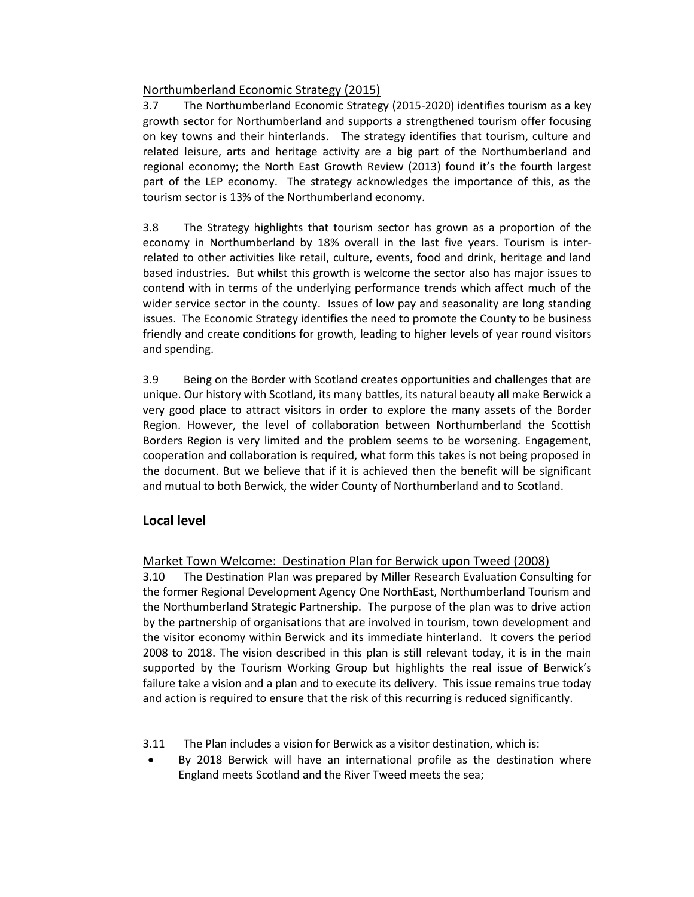Northumberland Economic Strategy (2015)

3.7 The Northumberland Economic Strategy (2015-2020) identifies tourism as a key growth sector for Northumberland and supports a strengthened tourism offer focusing on key towns and their hinterlands. The strategy identifies that tourism, culture and related leisure, arts and heritage activity are a big part of the Northumberland and regional economy; the North East Growth Review (2013) found it's the fourth largest part of the LEP economy. The strategy acknowledges the importance of this, as the tourism sector is 13% of the Northumberland economy.

3.8 The Strategy highlights that tourism sector has grown as a proportion of the economy in Northumberland by 18% overall in the last five years. Tourism is inter-related to other activities like retail, culture, events, food and drink, heritage and land based industries. But whilst this growth is welcome the sector also has major issues to contend with in terms of the underlying performance trends which affect much of the wider service sector in the county. Issues of low pay and seasonality are long standing issues. The Economic Strategy identifies the need to promote the County to be business friendly and create conditions for growth, leading to higher levels of year round visitors and spending.

3.9 Being on the Border with Scotland creates opportunities and challenges that are unique. Our history with Scotland, its many battles, its natural beauty all make Berwick a very good place to attract visitors in order to explore the many assets of the Border Region. However, the level of collaboration between Northumberland the Scottish Borders Region is very limited and the problem seems to be worsening. Engagement, cooperation and collaboration is required, what form this takes is not being proposed in the document. But we believe that if it is achieved then the benefit will be significant and mutual to both Berwick, the wider County of Northumberland and to Scotland.

## Local level

Market Town Welcome: Destination Plan for Berwick upon Tweed (2008)

3.10 The Destination Plan was prepared by Miller Research Evaluation Consulting for the former Regional Development Agency One NorthEast, Northumberland Tourism and the Northumberland Strategic Partnership. The purpose of the plan was to drive action by the partnership of organisations that are involved in tourism, town development and the visitor economy within Berwick and its immediate hinterland. It covers the period 2008 to 2018. The vision described in this plan is still relevant today, it is in the main supported by the Tourism Working Group but highlights the real issue of Berwick's failure take a vision and a plan and to execute its delivery. This issue remains true today and action is required to ensure that the risk of this recurring is reduced significantly.

3.11 The Plan includes a vision for Berwick as a visitor destination, which is:

- By 2018 Berwick will have an international profile as the destination where England meets Scotland and the River Tweed meets the sea;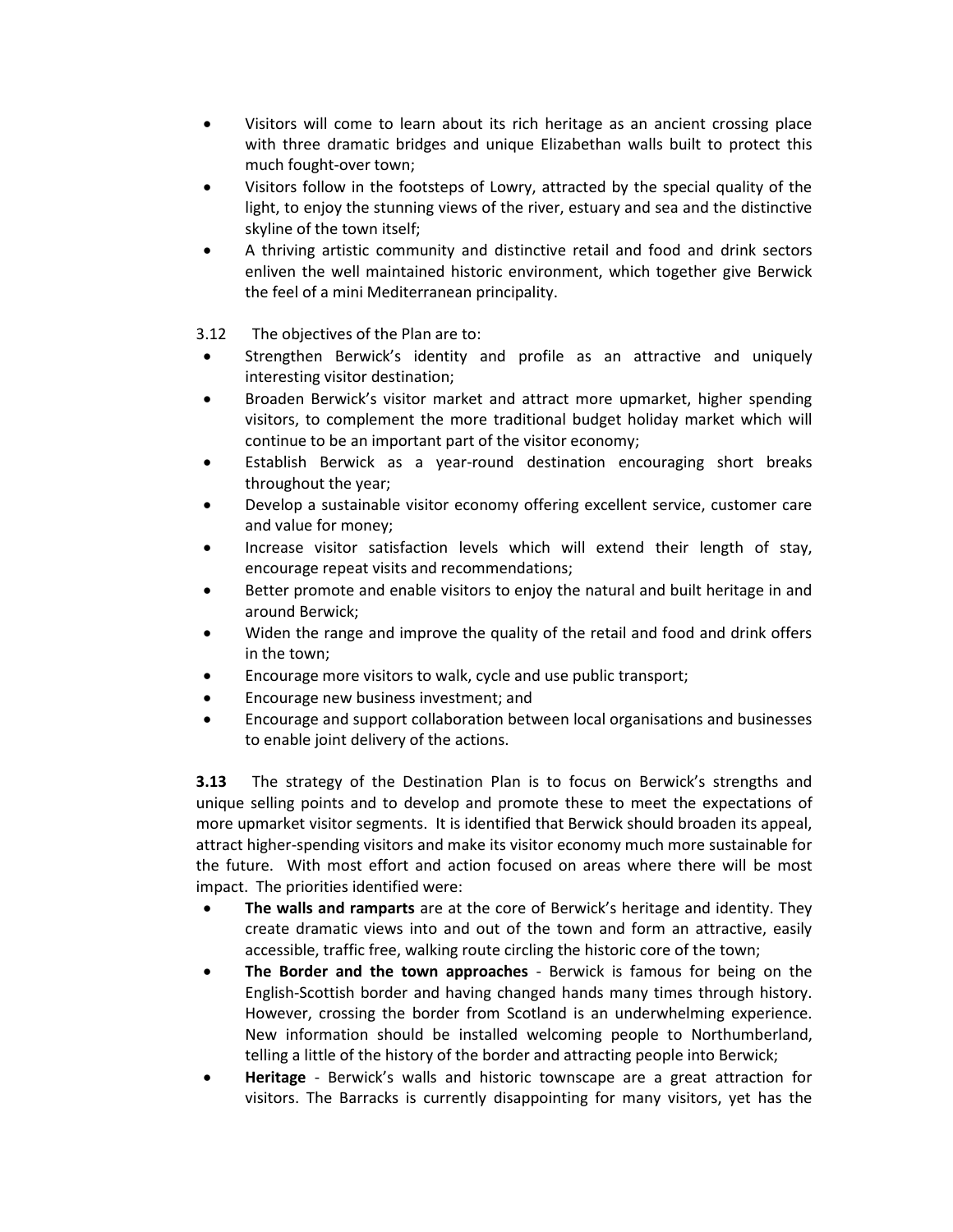- Visitors will come to learn about its rich heritage as an ancient crossing place with three dramatic bridges and unique Elizabethan walls built to protect this much fought-over town;
- Visitors follow in the footsteps of Lowry, attracted by the special quality of the light, to enjoy the stunning views of the river, estuary and sea and the distinctive skyline of the town itself;
- A thriving artistic community and distinctive retail and food and drink sectors enliven the well maintained historic environment, which together give Berwick the feel of a mini Mediterranean principality.

3.12 The objectives of the Plan are to:

- Strengthen Berwick's identity and profile as an attractive and uniquely interesting visitor destination;
- Broaden Berwick's visitor market and attract more upmarket, higher spending visitors, to complement the more traditional budget holiday market which will continue to be an important part of the visitor economy;
- Establish Berwick as a year-round destination encouraging short breaks throughout the year;
- Develop a sustainable visitor economy offering excellent service, customer care and value for money;
- Increase visitor satisfaction levels which will extend their length of stay, encourage repeat visits and recommendations;
- Better promote and enable visitors to enjoy the natural and built heritage in and around Berwick;
- Widen the range and improve the quality of the retail and food and drink offers in the town;
- Encourage more visitors to walk, cycle and use public transport;
- Encourage new business investment; and
- Encourage and support collaboration between local organisations and businesses to enable joint delivery of the actions.

**3.13** The strategy of the Destination Plan is to focus on Berwick's strengths and unique selling points and to develop and promote these to meet the expectations of more upmarket visitor segments. It is identified that Berwick should broaden its appeal, attract higher-spending visitors and make its visitor economy much more sustainable for the future. With most effort and action focused on areas where there will be most impact. The priorities identified were:

- **The walls and ramparts** are at the core of Berwick's heritage and identity. They create dramatic views into and out of the town and form an attractive, easily accessible, traffic free, walking route circling the historic core of the town;
- **The Border and the town approaches** - Berwick is famous for being on the English-Scottish border and having changed hands many times through history. However, crossing the border from Scotland is an underwhelming experience. New information should be installed welcoming people to Northumberland, telling a little of the history of the border and attracting people into Berwick;
- **Heritage** - Berwick's walls and historic townscape are a great attraction for visitors. The Barracks is currently disappointing for many visitors, yet has the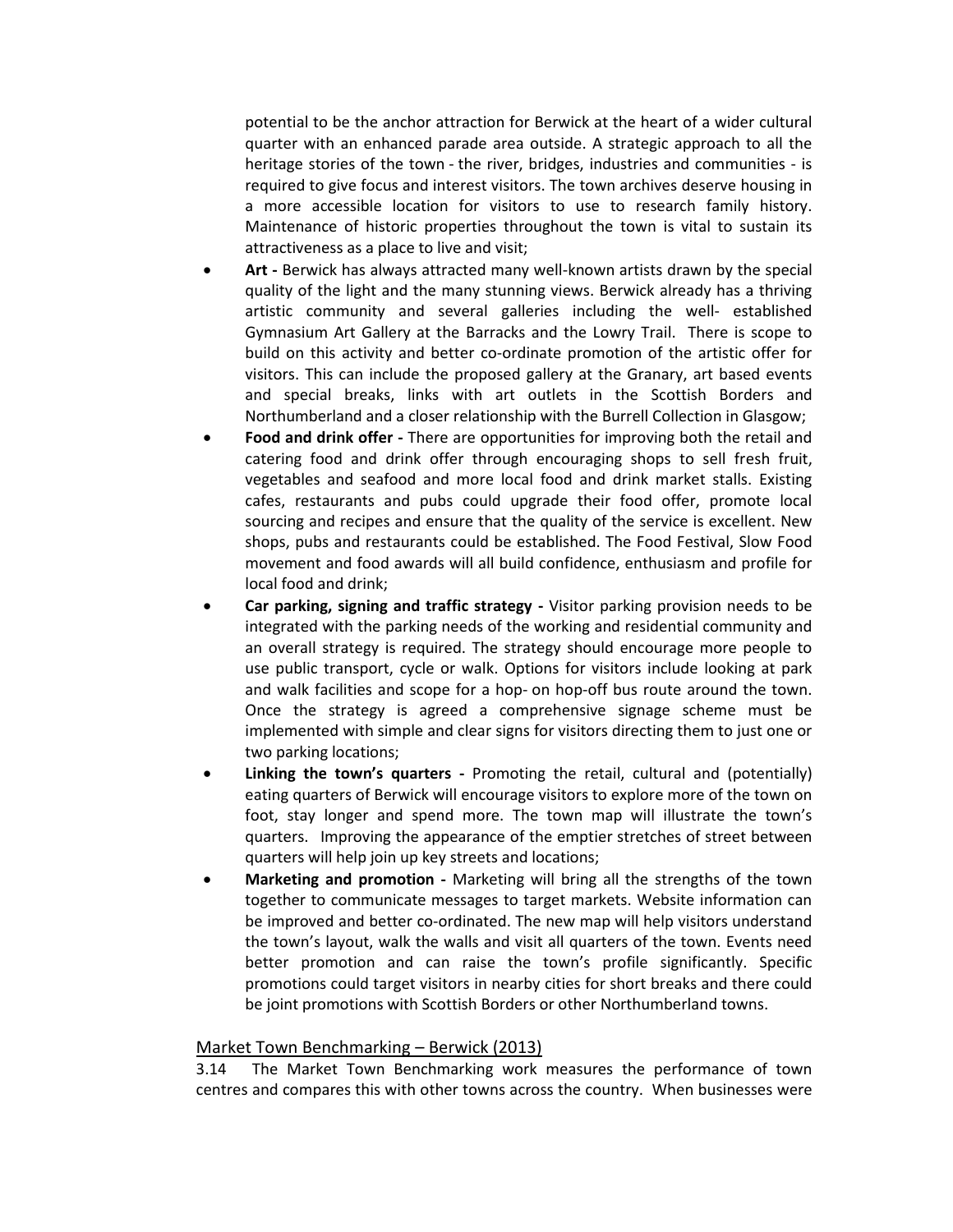potential to be the anchor attraction for Berwick at the heart of a wider cultural quarter with an enhanced parade area outside. A strategic approach to all the heritage stories of the town - the river, bridges, industries and communities - is required to give focus and interest visitors. The town archives deserve housing in a more accessible location for visitors to use to research family history. Maintenance of historic properties throughout the town is vital to sustain its attractiveness as a place to live and visit;

- **Art -** Berwick has always attracted many well-known artists drawn by the special quality of the light and the many stunning views. Berwick already has a thriving artistic community and several galleries including the well- established Gymnasium Art Gallery at the Barracks and the Lowry Trail. There is scope to build on this activity and better co-ordinate promotion of the artistic offer for visitors. This can include the proposed gallery at the Granary, art based events and special breaks, links with art outlets in the Scottish Borders and Northumberland and a closer relationship with the Burrell Collection in Glasgow;
- **Food and drink offer -** There are opportunities for improving both the retail and catering food and drink offer through encouraging shops to sell fresh fruit, vegetables and seafood and more local food and drink market stalls. Existing cafes, restaurants and pubs could upgrade their food offer, promote local sourcing and recipes and ensure that the quality of the service is excellent. New shops, pubs and restaurants could be established. The Food Festival, Slow Food movement and food awards will all build confidence, enthusiasm and profile for local food and drink;
- **Car parking, signing and traffic strategy -** Visitor parking provision needs to be integrated with the parking needs of the working and residential community and an overall strategy is required. The strategy should encourage more people to use public transport, cycle or walk. Options for visitors include looking at park and walk facilities and scope for a hop- on hop-off bus route around the town. Once the strategy is agreed a comprehensive signage scheme must be implemented with simple and clear signs for visitors directing them to just one or two parking locations;
- **Linking the town's quarters -** Promoting the retail, cultural and (potentially) eating quarters of Berwick will encourage visitors to explore more of the town on foot, stay longer and spend more. The town map will illustrate the town's quarters. Improving the appearance of the emptier stretches of street between quarters will help join up key streets and locations;
- **Marketing and promotion -** Marketing will bring all the strengths of the town together to communicate messages to target markets. Website information can be improved and better co-ordinated. The new map will help visitors understand the town's layout, walk the walls and visit all quarters of the town. Events need better promotion and can raise the town's profile significantly. Specific promotions could target visitors in nearby cities for short breaks and there could be joint promotions with Scottish Borders or other Northumberland towns.

### Market Town Benchmarking – Berwick (2013)

3.14 The Market Town Benchmarking work measures the performance of town centres and compares this with other towns across the country. When businesses were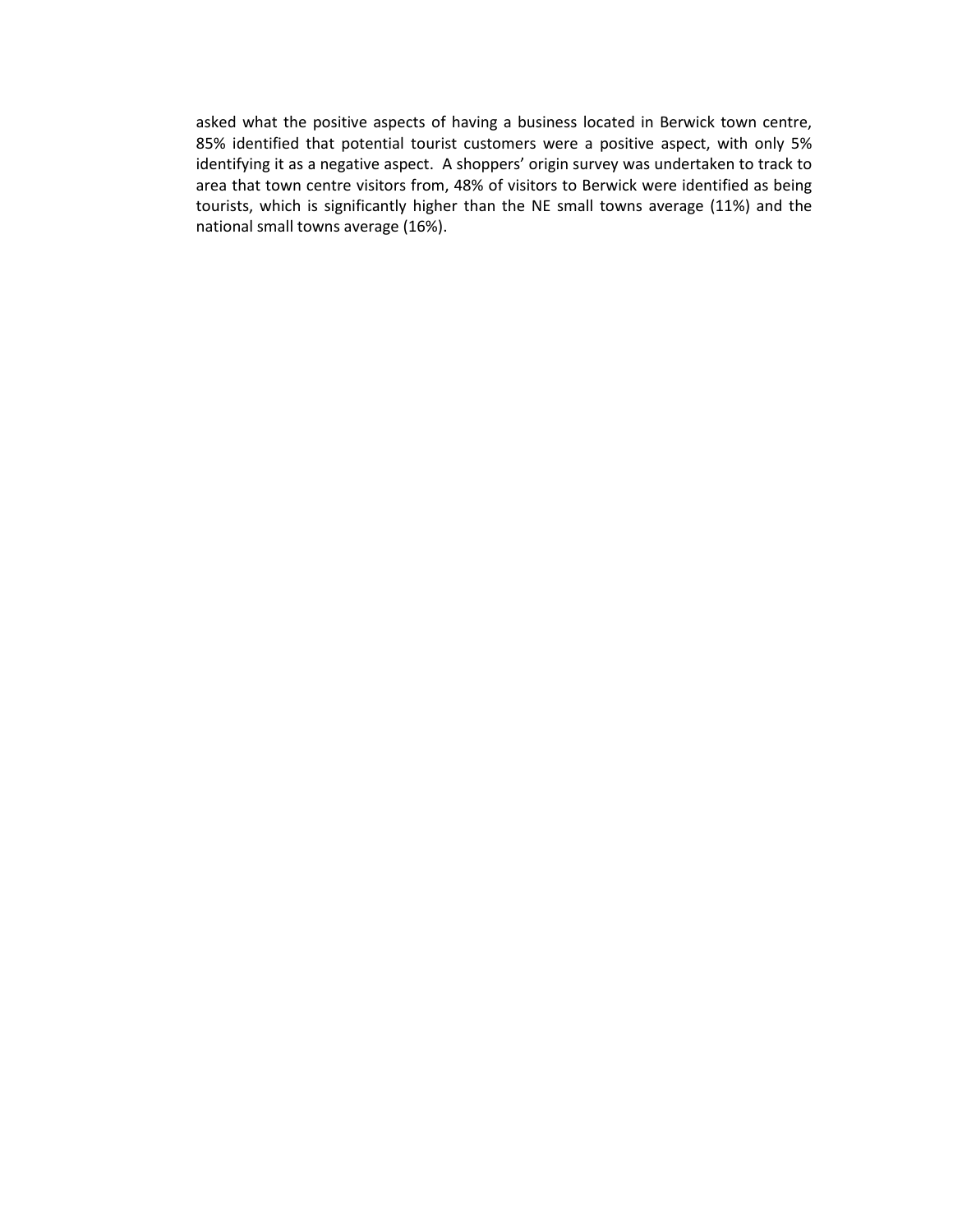asked what the positive aspects of having a business located in Berwick town centre, 85% identified that potential tourist customers were a positive aspect, with only 5% identifying it as a negative aspect. A shoppers' origin survey was undertaken to track to area that town centre visitors from, 48% of visitors to Berwick were identified as being tourists, which is significantly higher than the NE small towns average (11%) and the national small towns average (16%).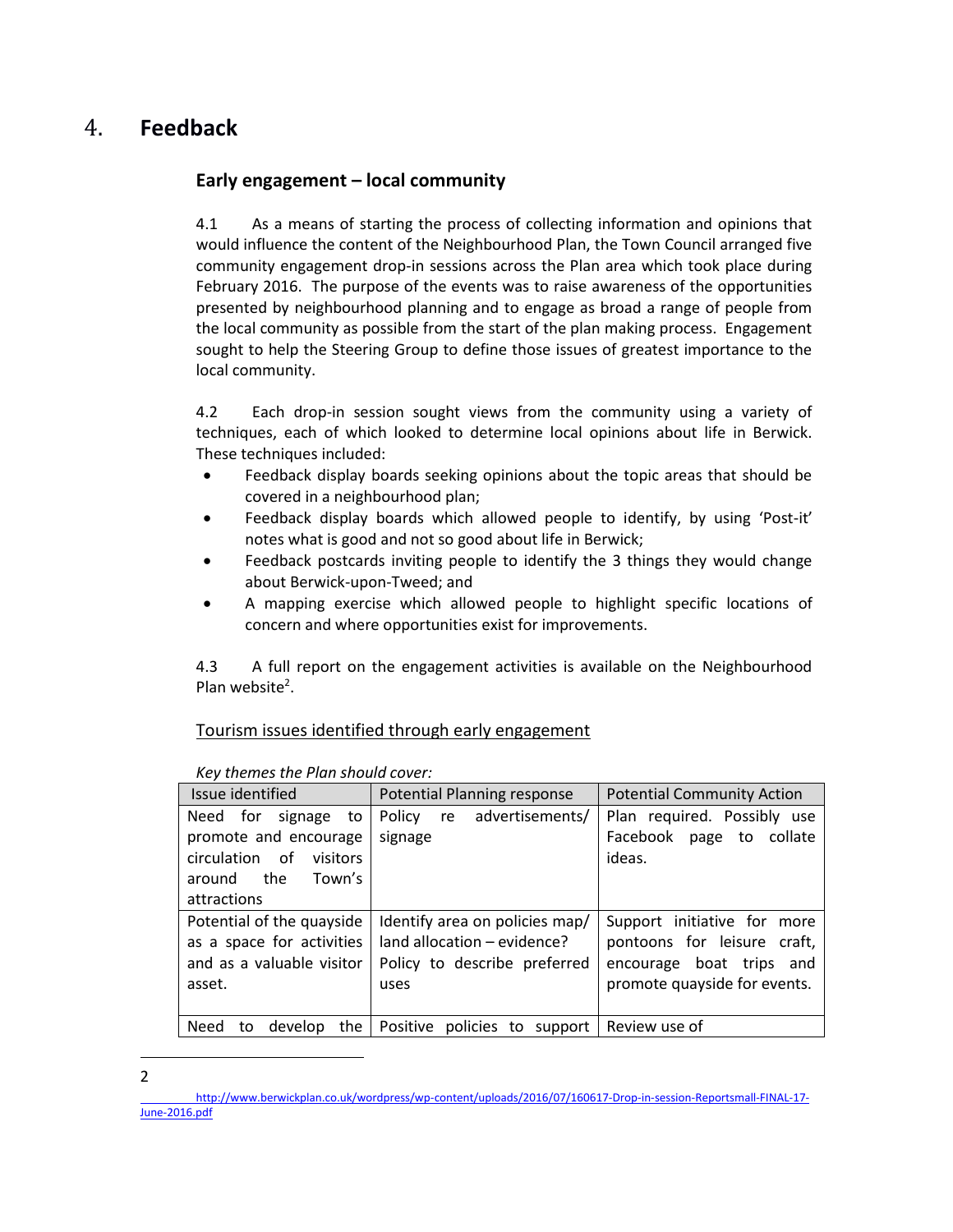# 4. Feedback

## Early engagement – local community

4.1 As a means of starting the process of collecting information and opinions that would influence the content of the Neighbourhood Plan, the Town Council arranged five community engagement drop-in sessions across the Plan area which took place during February 2016. The purpose of the events was to raise awareness of the opportunities presented by neighbourhood planning and to engage as broad a range of people from the local community as possible from the start of the plan making process. Engagement sought to help the Steering Group to define those issues of greatest importance to the local community.

4.2 Each drop-in session sought views from the community using a variety of techniques, each of which looked to determine local opinions about life in Berwick. These techniques included:

- Feedback display boards seeking opinions about the topic areas that should be covered in a neighbourhood plan;
- Feedback display boards which allowed people to identify, by using 'Post-it' notes what is good and not so good about life in Berwick;
- Feedback postcards inviting people to identify the 3 things they would change about Berwick-upon-Tweed; and
- A mapping exercise which allowed people to highlight specific locations of concern and where opportunities exist for improvements.

4.3 A full report on the engagement activities is available on the Neighbourhood Plan website[2].

<u>Tourism issues identified through early engagement</u>

*Key themes the Plan should cover:*

| Issue identified | Potential Planning response | Potential Community Action |
|---|---|---|
| Need for signage to promote and encourage circulation of visitors around the Town's attractions | Policy re advertisements/ signage | Plan required. Possibly use Facebook page to collate ideas. |
| Potential of the quayside as a space for activities and as a valuable visitor asset. | Identify area on policies map/ land allocation – evidence? Policy to describe preferred uses | Support initiative for more pontoons for leisure craft, encourage boat trips and promote quayside for events. |
| Need to develop the | Positive policies to support | Review use of |

2 http://www.berwickplan.co.uk/wordpress/wp-content/uploads/2016/07/160617-Drop-in-session-Reportsmall-FINAL-17-June-2016.pdf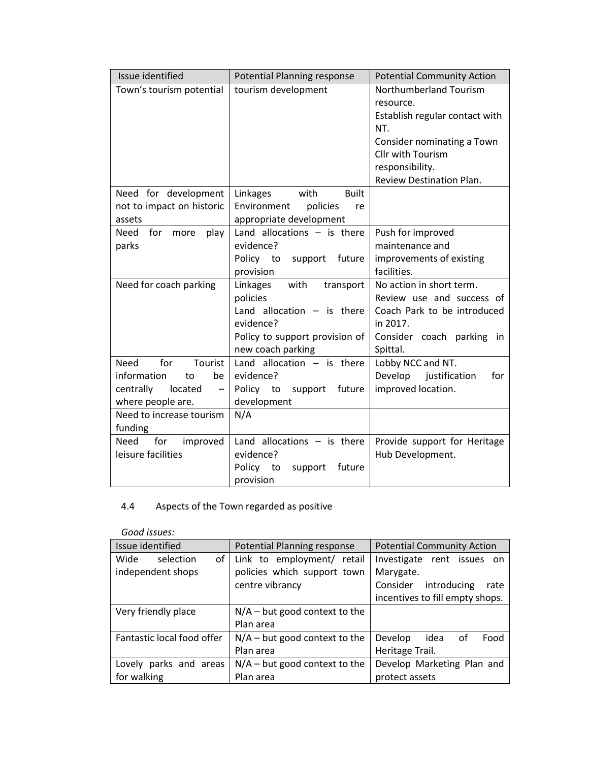| Issue identified | Potential Planning response | Potential Community Action |
| --- | --- | --- |
| Town's tourism potential | tourism development | Northumberland Tourism resource.<br>Establish regular contact with NT.<br>Consider nominating a Town Cllr with Tourism responsibility.<br>Review Destination Plan. |
| Need for development not to impact on historic assets | Linkages with Built Environment policies re appropriate development | |
| Need for more play parks | Land allocations – is there evidence?<br>Policy to support future provision | Push for improved maintenance and improvements of existing facilities. |
| Need for coach parking | Linkages with transport policies<br>Land allocation – is there evidence?<br>Policy to support provision of new coach parking | No action in short term.<br>Review use and success of Coach Park to be introduced in 2017.<br>Consider coach parking in Spittal. |
| Need for Tourist information to be centrally located – where people are. | Land allocation – is there evidence?<br>Policy to support future development | Lobby NCC and NT.<br>Develop justification for improved location. |
| Need to increase tourism funding | N/A | |
| Need for improved leisure facilities | Land allocations – is there evidence?<br>Policy to support future provision | Provide support for Heritage Hub Development. |

4.4 Aspects of the Town regarded as positive

*Good issues:*

| Issue identified | Potential Planning response | Potential Community Action |
| --- | --- | --- |
| Wide selection of independent shops | Link to employment/ retail policies which support town centre vibrancy | Investigate rent issues on Marygate.<br>Consider introducing rate incentives to fill empty shops. |
| Very friendly place | N/A – but good context to the Plan area | |
| Fantastic local food offer | N/A – but good context to the Plan area | Develop idea of Food Heritage Trail. |
| Lovely parks and areas for walking | N/A – but good context to the Plan area | Develop Marketing Plan and protect assets |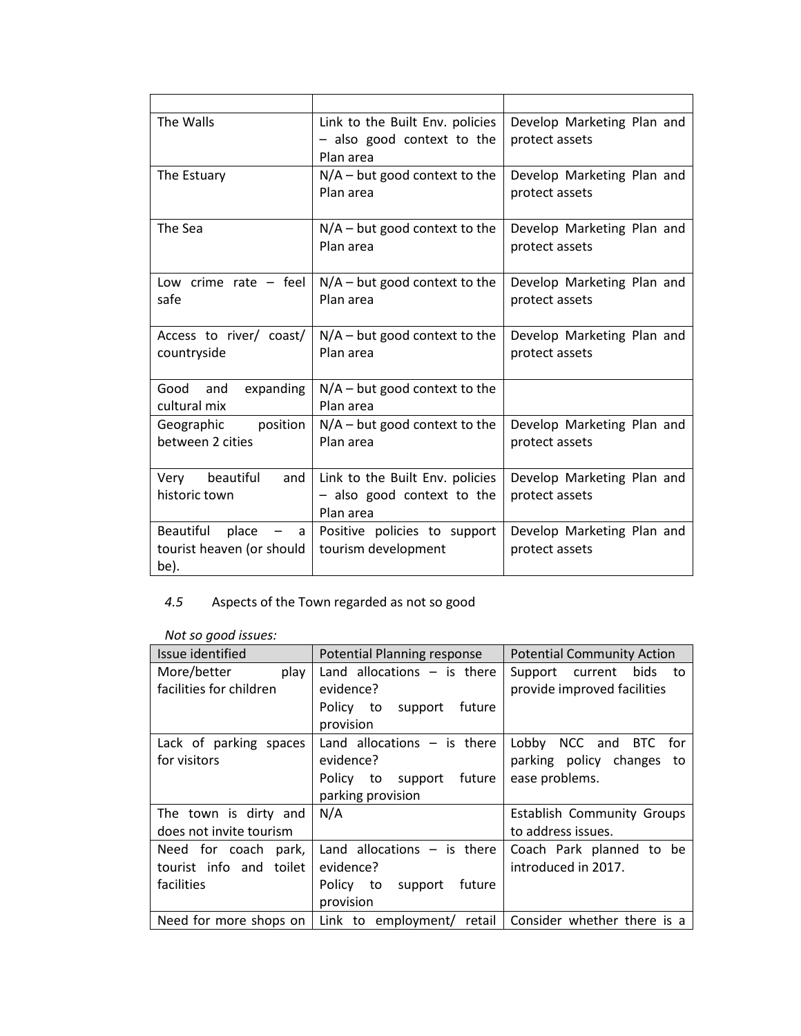| | | |
|---|---|---|
| The Walls | Link to the Built Env. policies – also good context to the Plan area | Develop Marketing Plan and protect assets |
| The Estuary | N/A – but good context to the Plan area | Develop Marketing Plan and protect assets |
| The Sea | N/A – but good context to the Plan area | Develop Marketing Plan and protect assets |
| Low crime rate – feel safe | N/A – but good context to the Plan area | Develop Marketing Plan and protect assets |
| Access to river/ coast/ countryside | N/A – but good context to the Plan area | Develop Marketing Plan and protect assets |
| Good and expanding cultural mix | N/A – but good context to the Plan area | |
| Geographic position between 2 cities | N/A – but good context to the Plan area | Develop Marketing Plan and protect assets |
| Very beautiful and historic town | Link to the Built Env. policies – also good context to the Plan area | Develop Marketing Plan and protect assets |
| Beautiful place – a tourist heaven (or should be). | Positive policies to support tourism development | Develop Marketing Plan and protect assets |

*4.5* Aspects of the Town regarded as not so good

*Not so good issues:*

| Issue identified | Potential Planning response | Potential Community Action |
|---|---|---|
| More/better play facilities for children | Land allocations – is there evidence? Policy to support future provision | Support current bids to provide improved facilities |
| Lack of parking spaces for visitors | Land allocations – is there evidence? Policy to support future parking provision | Lobby NCC and BTC for parking policy changes to ease problems. |
| The town is dirty and does not invite tourism | N/A | Establish Community Groups to address issues. |
| Need for coach park, tourist info and toilet facilities | Land allocations – is there evidence? Policy to support future provision | Coach Park planned to be introduced in 2017. |
| Need for more shops on | Link to employment/ retail | Consider whether there is a |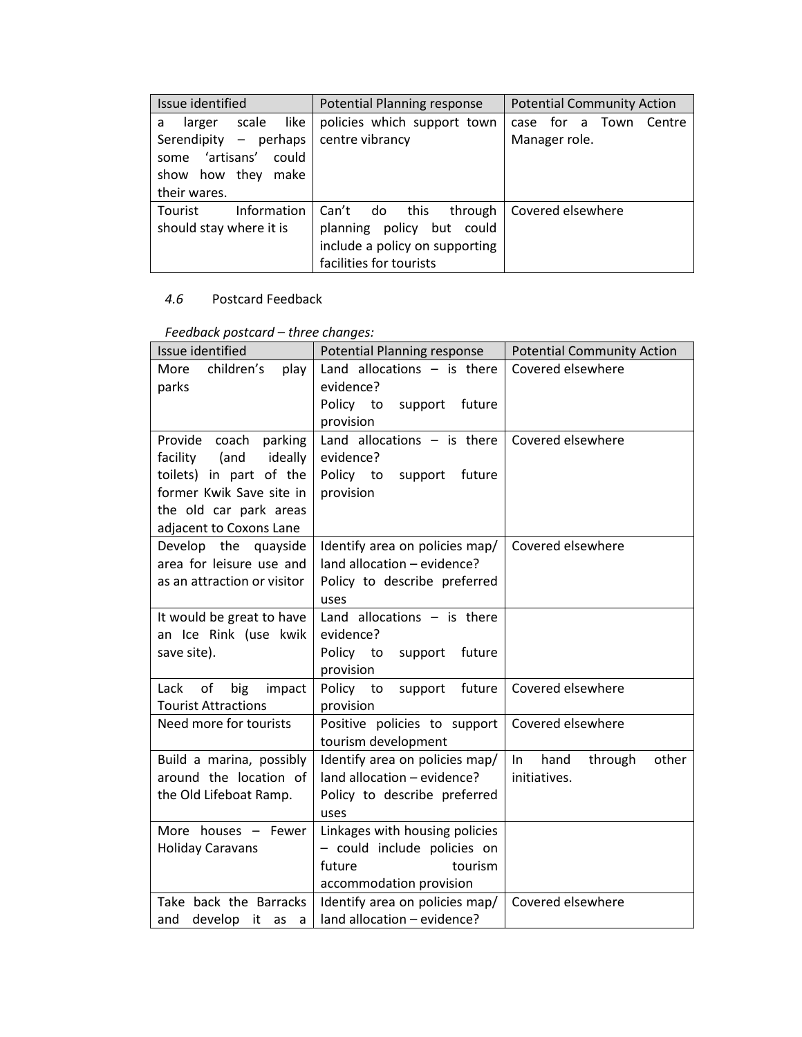| Issue identified | Potential Planning response | Potential Community Action |
|---|---|---|
| a larger scale like Serendipity – perhaps some 'artisans' could show how they make their wares. | policies which support town centre vibrancy | case for a Town Centre Manager role. |
| Tourist Information should stay where it is | Can't do this through planning policy but could include a policy on supporting facilities for tourists | Covered elsewhere |

*4.6* Postcard Feedback

*Feedback postcard – three changes:*

| Issue identified | Potential Planning response | Potential Community Action |
|---|---|---|
| More children's play parks | Land allocations – is there evidence?<br>Policy to support future provision | Covered elsewhere |
| Provide coach parking facility (and ideally toilets) in part of the former Kwik Save site in the old car park areas adjacent to Coxons Lane | Land allocations – is there evidence?<br>Policy to support future provision | Covered elsewhere |
| Develop the quayside area for leisure use and as an attraction or visitor | Identify area on policies map/ land allocation – evidence?<br>Policy to describe preferred uses | Covered elsewhere |
| It would be great to have an Ice Rink (use kwik save site). | Land allocations – is there evidence?<br>Policy to support future provision | |
| Lack of big impact Tourist Attractions | Policy to support future provision | Covered elsewhere |
| Need more for tourists | Positive policies to support tourism development | Covered elsewhere |
| Build a marina, possibly around the location of the Old Lifeboat Ramp. | Identify area on policies map/ land allocation – evidence?<br>Policy to describe preferred uses | In hand through other initiatives. |
| More houses – Fewer Holiday Caravans | Linkages with housing policies – could include policies on future tourism accommodation provision | |
| Take back the Barracks and develop it as a | Identify area on policies map/ land allocation – evidence? | Covered elsewhere |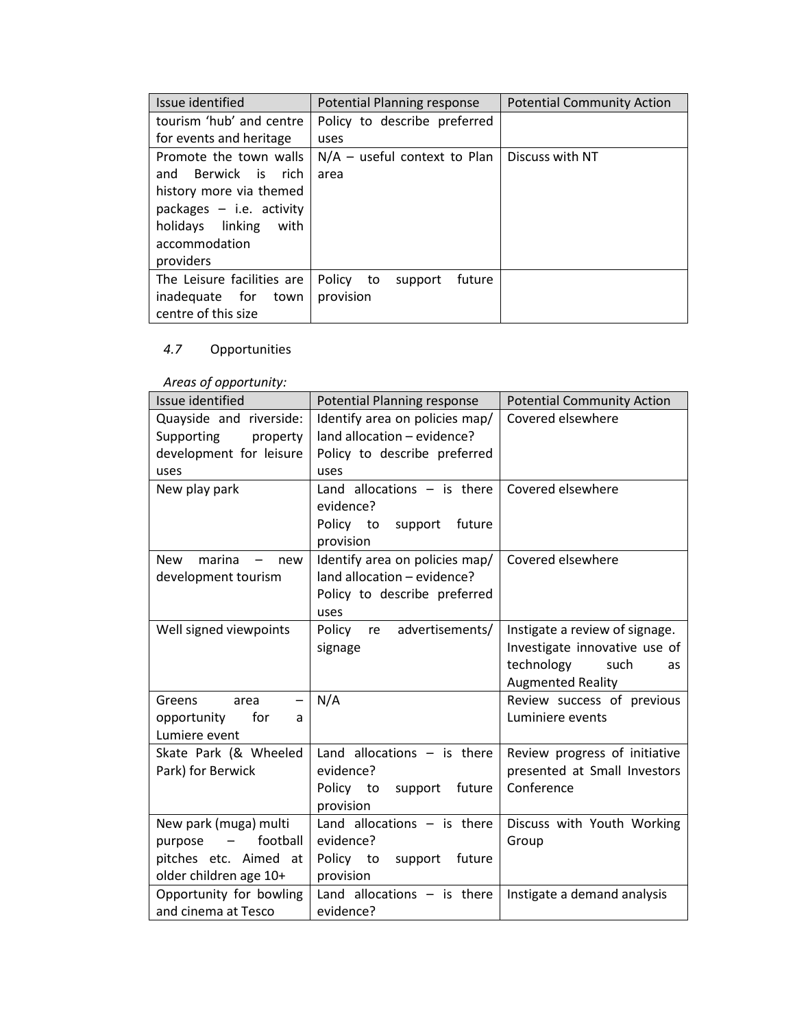| Issue identified | Potential Planning response | Potential Community Action |
|---|---|---|
| tourism 'hub' and centre for events and heritage | Policy to describe preferred uses | |
| Promote the town walls and Berwick is rich history more via themed packages – i.e. activity holidays linking with accommodation providers | N/A – useful context to Plan area | Discuss with NT |
| The Leisure facilities are inadequate for town centre of this size | Policy to support future provision | |

*4.7* Opportunities

*Areas of opportunity:*

| Issue identified | Potential Planning response | Potential Community Action |
|---|---|---|
| Quayside and riverside: Supporting property development for leisure uses | Identify area on policies map/ land allocation – evidence? Policy to describe preferred uses | Covered elsewhere |
| New play park | Land allocations – is there evidence? Policy to support future provision | Covered elsewhere |
| New marina – new development tourism | Identify area on policies map/ land allocation – evidence? Policy to describe preferred uses | Covered elsewhere |
| Well signed viewpoints | Policy re advertisements/ signage | Instigate a review of signage. Investigate innovative use of technology such as Augmented Reality |
| Greens area – opportunity for a Lumiere event | N/A | Review success of previous Luminiere events |
| Skate Park (& Wheeled Park) for Berwick | Land allocations – is there evidence? Policy to support future provision | Review progress of initiative presented at Small Investors Conference |
| New park (muga) multi purpose – football pitches etc. Aimed at older children age 10+ | Land allocations – is there evidence? Policy to support future provision | Discuss with Youth Working Group |
| Opportunity for bowling and cinema at Tesco | Land allocations – is there evidence? | Instigate a demand analysis |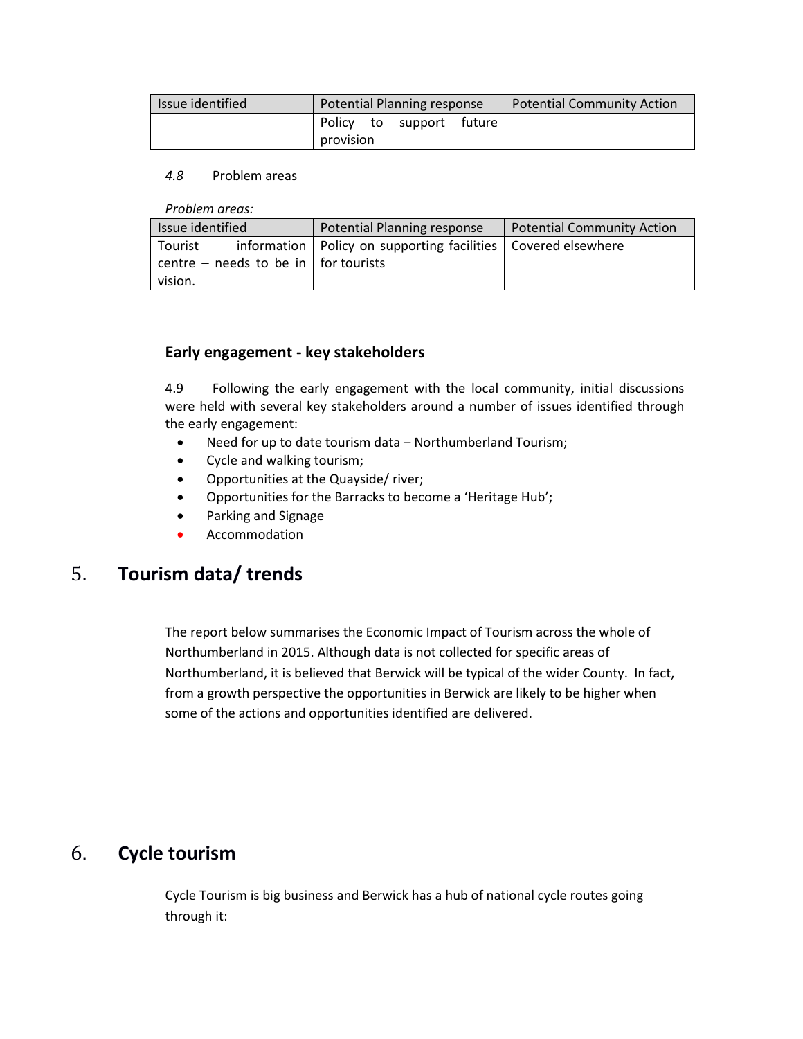| Issue identified | Potential Planning response | Potential Community Action |
|---|---|---|
| | Policy to support future provision | |

*4.8* Problem areas

*Problem areas:*

| Issue identified | Potential Planning response | Potential Community Action |
|---|---|---|
| Tourist information centre – needs to be in vision. | Policy on supporting facilities for tourists | Covered elsewhere |

### Early engagement - key stakeholders

4.9 Following the early engagement with the local community, initial discussions were held with several key stakeholders around a number of issues identified through the early engagement:

- Need for up to date tourism data – Northumberland Tourism;
- Cycle and walking tourism;
- Opportunities at the Quayside/ river;
- Opportunities for the Barracks to become a 'Heritage Hub';
- Parking and Signage
- Accommodation

# 5. Tourism data/ trends

The report below summarises the Economic Impact of Tourism across the whole of Northumberland in 2015. Although data is not collected for specific areas of Northumberland, it is believed that Berwick will be typical of the wider County. In fact, from a growth perspective the opportunities in Berwick are likely to be higher when some of the actions and opportunities identified are delivered.

# 6. Cycle tourism

Cycle Tourism is big business and Berwick has a hub of national cycle routes going through it: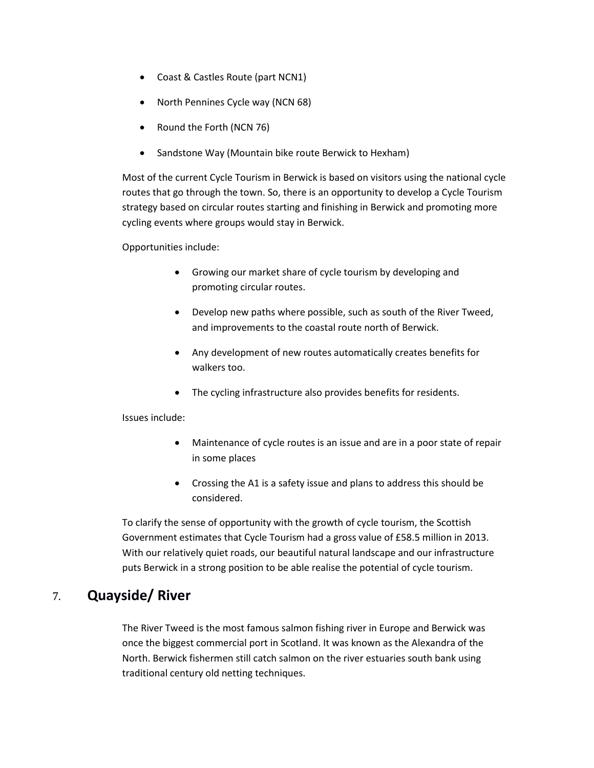- Coast & Castles Route (part NCN1)
- North Pennines Cycle way (NCN 68)
- Round the Forth (NCN 76)
- Sandstone Way (Mountain bike route Berwick to Hexham)

Most of the current Cycle Tourism in Berwick is based on visitors using the national cycle routes that go through the town. So, there is an opportunity to develop a Cycle Tourism strategy based on circular routes starting and finishing in Berwick and promoting more cycling events where groups would stay in Berwick.

Opportunities include:

- Growing our market share of cycle tourism by developing and promoting circular routes.
- Develop new paths where possible, such as south of the River Tweed, and improvements to the coastal route north of Berwick.
- Any development of new routes automatically creates benefits for walkers too.
- The cycling infrastructure also provides benefits for residents.

Issues include:

- Maintenance of cycle routes is an issue and are in a poor state of repair in some places
- Crossing the A1 is a safety issue and plans to address this should be considered.

To clarify the sense of opportunity with the growth of cycle tourism, the Scottish Government estimates that Cycle Tourism had a gross value of £58.5 million in 2013. With our relatively quiet roads, our beautiful natural landscape and our infrastructure puts Berwick in a strong position to be able realise the potential of cycle tourism.

## 7. Quayside/ River

The River Tweed is the most famous salmon fishing river in Europe and Berwick was once the biggest commercial port in Scotland. It was known as the Alexandra of the North. Berwick fishermen still catch salmon on the river estuaries south bank using traditional century old netting techniques.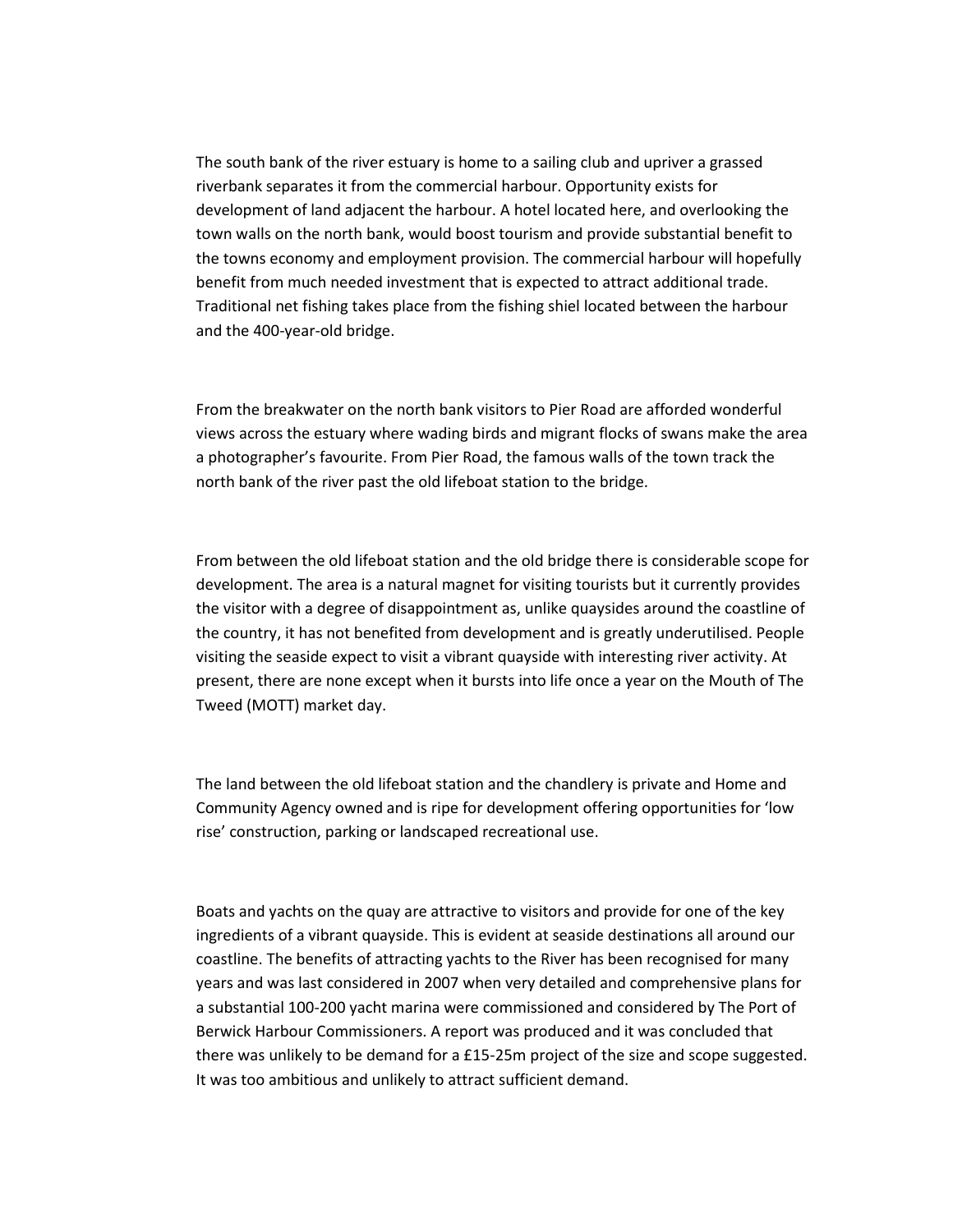The south bank of the river estuary is home to a sailing club and upriver a grassed riverbank separates it from the commercial harbour. Opportunity exists for development of land adjacent the harbour. A hotel located here, and overlooking the town walls on the north bank, would boost tourism and provide substantial benefit to the towns economy and employment provision. The commercial harbour will hopefully benefit from much needed investment that is expected to attract additional trade. Traditional net fishing takes place from the fishing shiel located between the harbour and the 400-year-old bridge.

From the breakwater on the north bank visitors to Pier Road are afforded wonderful views across the estuary where wading birds and migrant flocks of swans make the area a photographer's favourite. From Pier Road, the famous walls of the town track the north bank of the river past the old lifeboat station to the bridge.

From between the old lifeboat station and the old bridge there is considerable scope for development. The area is a natural magnet for visiting tourists but it currently provides the visitor with a degree of disappointment as, unlike quaysides around the coastline of the country, it has not benefited from development and is greatly underutilised. People visiting the seaside expect to visit a vibrant quayside with interesting river activity. At present, there are none except when it bursts into life once a year on the Mouth of The Tweed (MOTT) market day.

The land between the old lifeboat station and the chandlery is private and Home and Community Agency owned and is ripe for development offering opportunities for 'low rise' construction, parking or landscaped recreational use.

Boats and yachts on the quay are attractive to visitors and provide for one of the key ingredients of a vibrant quayside. This is evident at seaside destinations all around our coastline. The benefits of attracting yachts to the River has been recognised for many years and was last considered in 2007 when very detailed and comprehensive plans for a substantial 100-200 yacht marina were commissioned and considered by The Port of Berwick Harbour Commissioners. A report was produced and it was concluded that there was unlikely to be demand for a £15-25m project of the size and scope suggested. It was too ambitious and unlikely to attract sufficient demand.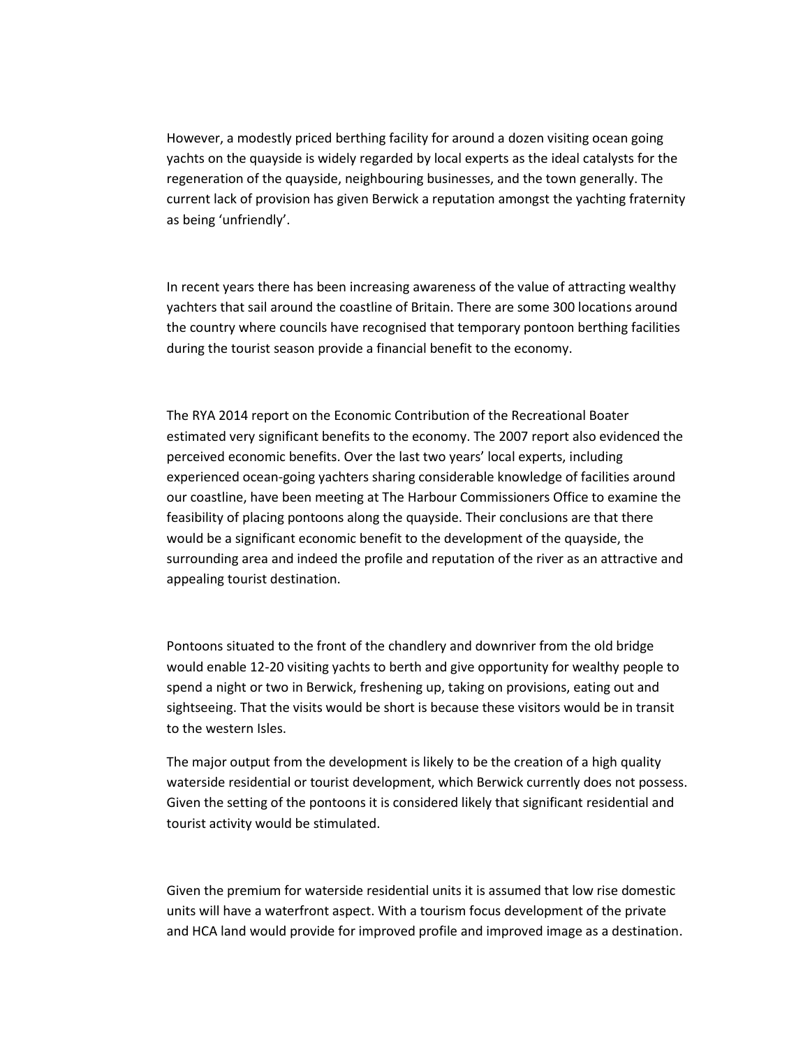However, a modestly priced berthing facility for around a dozen visiting ocean going yachts on the quayside is widely regarded by local experts as the ideal catalysts for the regeneration of the quayside, neighbouring businesses, and the town generally. The current lack of provision has given Berwick a reputation amongst the yachting fraternity as being 'unfriendly'.

In recent years there has been increasing awareness of the value of attracting wealthy yachters that sail around the coastline of Britain. There are some 300 locations around the country where councils have recognised that temporary pontoon berthing facilities during the tourist season provide a financial benefit to the economy.

The RYA 2014 report on the Economic Contribution of the Recreational Boater estimated very significant benefits to the economy. The 2007 report also evidenced the perceived economic benefits. Over the last two years' local experts, including experienced ocean-going yachters sharing considerable knowledge of facilities around our coastline, have been meeting at The Harbour Commissioners Office to examine the feasibility of placing pontoons along the quayside. Their conclusions are that there would be a significant economic benefit to the development of the quayside, the surrounding area and indeed the profile and reputation of the river as an attractive and appealing tourist destination.

Pontoons situated to the front of the chandlery and downriver from the old bridge would enable 12-20 visiting yachts to berth and give opportunity for wealthy people to spend a night or two in Berwick, freshening up, taking on provisions, eating out and sightseeing. That the visits would be short is because these visitors would be in transit to the western Isles.

The major output from the development is likely to be the creation of a high quality waterside residential or tourist development, which Berwick currently does not possess. Given the setting of the pontoons it is considered likely that significant residential and tourist activity would be stimulated.

Given the premium for waterside residential units it is assumed that low rise domestic units will have a waterfront aspect. With a tourism focus development of the private and HCA land would provide for improved profile and improved image as a destination.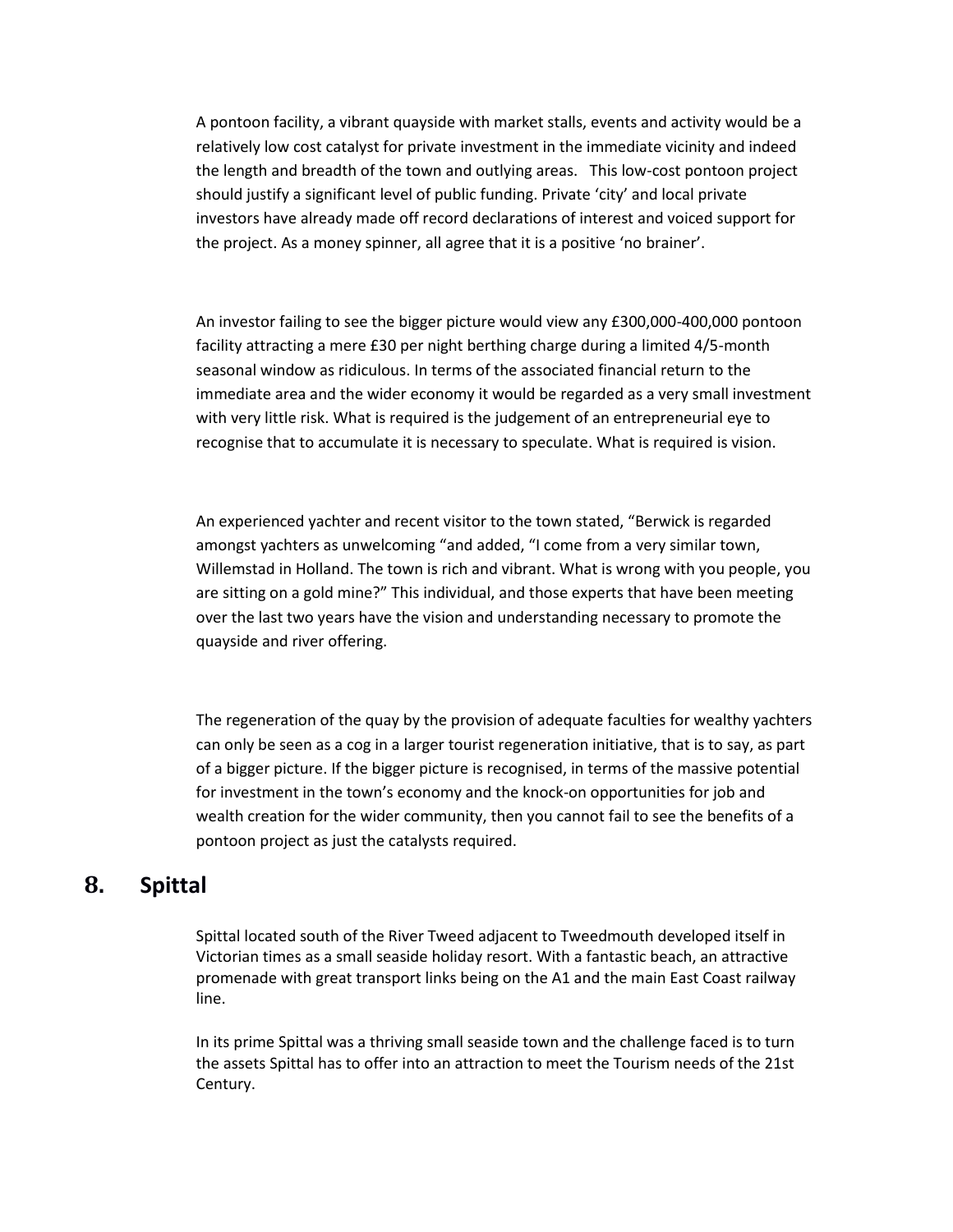A pontoon facility, a vibrant quayside with market stalls, events and activity would be a relatively low cost catalyst for private investment in the immediate vicinity and indeed the length and breadth of the town and outlying areas.   This low-cost pontoon project should justify a significant level of public funding. Private 'city' and local private investors have already made off record declarations of interest and voiced support for the project. As a money spinner, all agree that it is a positive 'no brainer'.

An investor failing to see the bigger picture would view any £300,000-400,000 pontoon facility attracting a mere £30 per night berthing charge during a limited 4/5-month seasonal window as ridiculous. In terms of the associated financial return to the immediate area and the wider economy it would be regarded as a very small investment with very little risk. What is required is the judgement of an entrepreneurial eye to recognise that to accumulate it is necessary to speculate. What is required is vision.

An experienced yachter and recent visitor to the town stated, "Berwick is regarded amongst yachters as unwelcoming "and added, "I come from a very similar town, Willemstad in Holland. The town is rich and vibrant. What is wrong with you people, you are sitting on a gold mine?" This individual, and those experts that have been meeting over the last two years have the vision and understanding necessary to promote the quayside and river offering.

The regeneration of the quay by the provision of adequate faculties for wealthy yachters can only be seen as a cog in a larger tourist regeneration initiative, that is to say, as part of a bigger picture. If the bigger picture is recognised, in terms of the massive potential for investment in the town's economy and the knock-on opportunities for job and wealth creation for the wider community, then you cannot fail to see the benefits of a pontoon project as just the catalysts required.

## 8. Spittal

Spittal located south of the River Tweed adjacent to Tweedmouth developed itself in Victorian times as a small seaside holiday resort. With a fantastic beach, an attractive promenade with great transport links being on the A1 and the main East Coast railway line.

In its prime Spittal was a thriving small seaside town and the challenge faced is to turn the assets Spittal has to offer into an attraction to meet the Tourism needs of the 21st Century.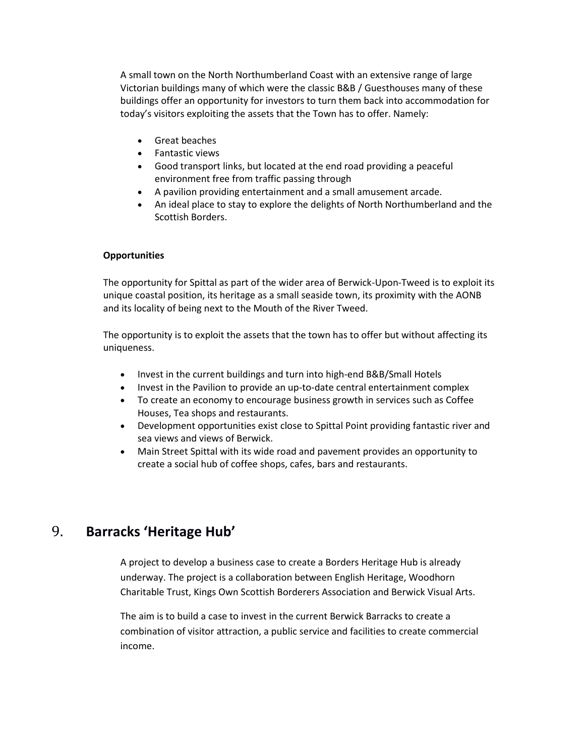A small town on the North Northumberland Coast with an extensive range of large Victorian buildings many of which were the classic B&B / Guesthouses many of these buildings offer an opportunity for investors to turn them back into accommodation for today's visitors exploiting the assets that the Town has to offer. Namely:

- Great beaches
- Fantastic views
- Good transport links, but located at the end road providing a peaceful environment free from traffic passing through
- A pavilion providing entertainment and a small amusement arcade.
- An ideal place to stay to explore the delights of North Northumberland and the Scottish Borders.

**Opportunities**

The opportunity for Spittal as part of the wider area of Berwick-Upon-Tweed is to exploit its unique coastal position, its heritage as a small seaside town, its proximity with the AONB and its locality of being next to the Mouth of the River Tweed.

The opportunity is to exploit the assets that the town has to offer but without affecting its uniqueness.

- Invest in the current buildings and turn into high-end B&B/Small Hotels
- Invest in the Pavilion to provide an up-to-date central entertainment complex
- To create an economy to encourage business growth in services such as Coffee Houses, Tea shops and restaurants.
- Development opportunities exist close to Spittal Point providing fantastic river and sea views and views of Berwick.
- Main Street Spittal with its wide road and pavement provides an opportunity to create a social hub of coffee shops, cafes, bars and restaurants.

## 9. **Barracks 'Heritage Hub'**

A project to develop a business case to create a Borders Heritage Hub is already underway. The project is a collaboration between English Heritage, Woodhorn Charitable Trust, Kings Own Scottish Borderers Association and Berwick Visual Arts.

The aim is to build a case to invest in the current Berwick Barracks to create a combination of visitor attraction, a public service and facilities to create commercial income.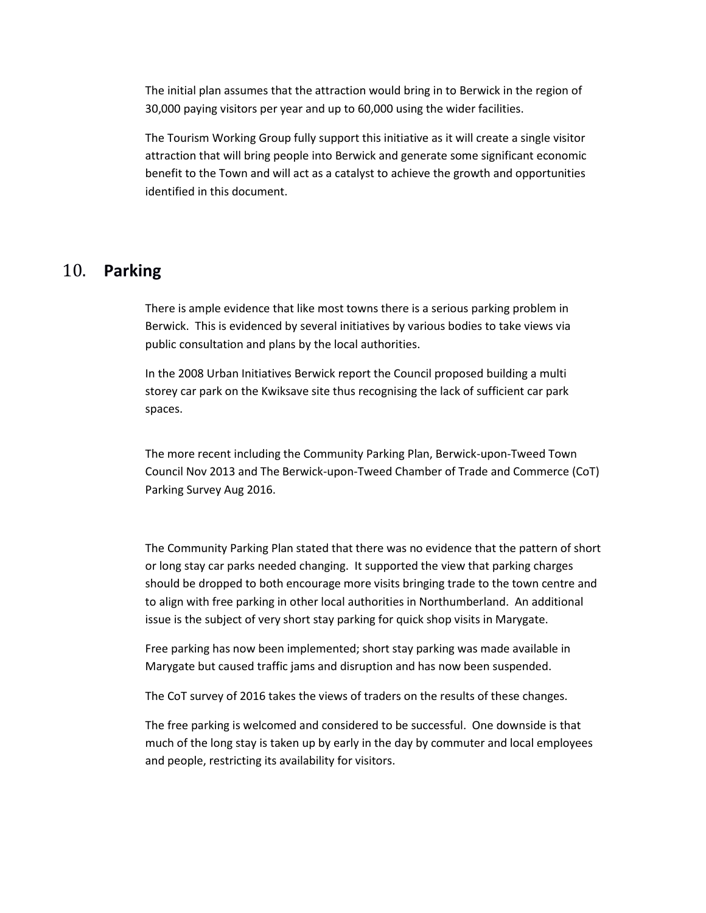The initial plan assumes that the attraction would bring in to Berwick in the region of 30,000 paying visitors per year and up to 60,000 using the wider facilities.

The Tourism Working Group fully support this initiative as it will create a single visitor attraction that will bring people into Berwick and generate some significant economic benefit to the Town and will act as a catalyst to achieve the growth and opportunities identified in this document.

## 10. **Parking**

There is ample evidence that like most towns there is a serious parking problem in Berwick. This is evidenced by several initiatives by various bodies to take views via public consultation and plans by the local authorities.

In the 2008 Urban Initiatives Berwick report the Council proposed building a multi storey car park on the Kwiksave site thus recognising the lack of sufficient car park spaces.

The more recent including the Community Parking Plan, Berwick-upon-Tweed Town Council Nov 2013 and The Berwick-upon-Tweed Chamber of Trade and Commerce (CoT) Parking Survey Aug 2016.

The Community Parking Plan stated that there was no evidence that the pattern of short or long stay car parks needed changing. It supported the view that parking charges should be dropped to both encourage more visits bringing trade to the town centre and to align with free parking in other local authorities in Northumberland. An additional issue is the subject of very short stay parking for quick shop visits in Marygate.

Free parking has now been implemented; short stay parking was made available in Marygate but caused traffic jams and disruption and has now been suspended.

The CoT survey of 2016 takes the views of traders on the results of these changes.

The free parking is welcomed and considered to be successful. One downside is that much of the long stay is taken up by early in the day by commuter and local employees and people, restricting its availability for visitors.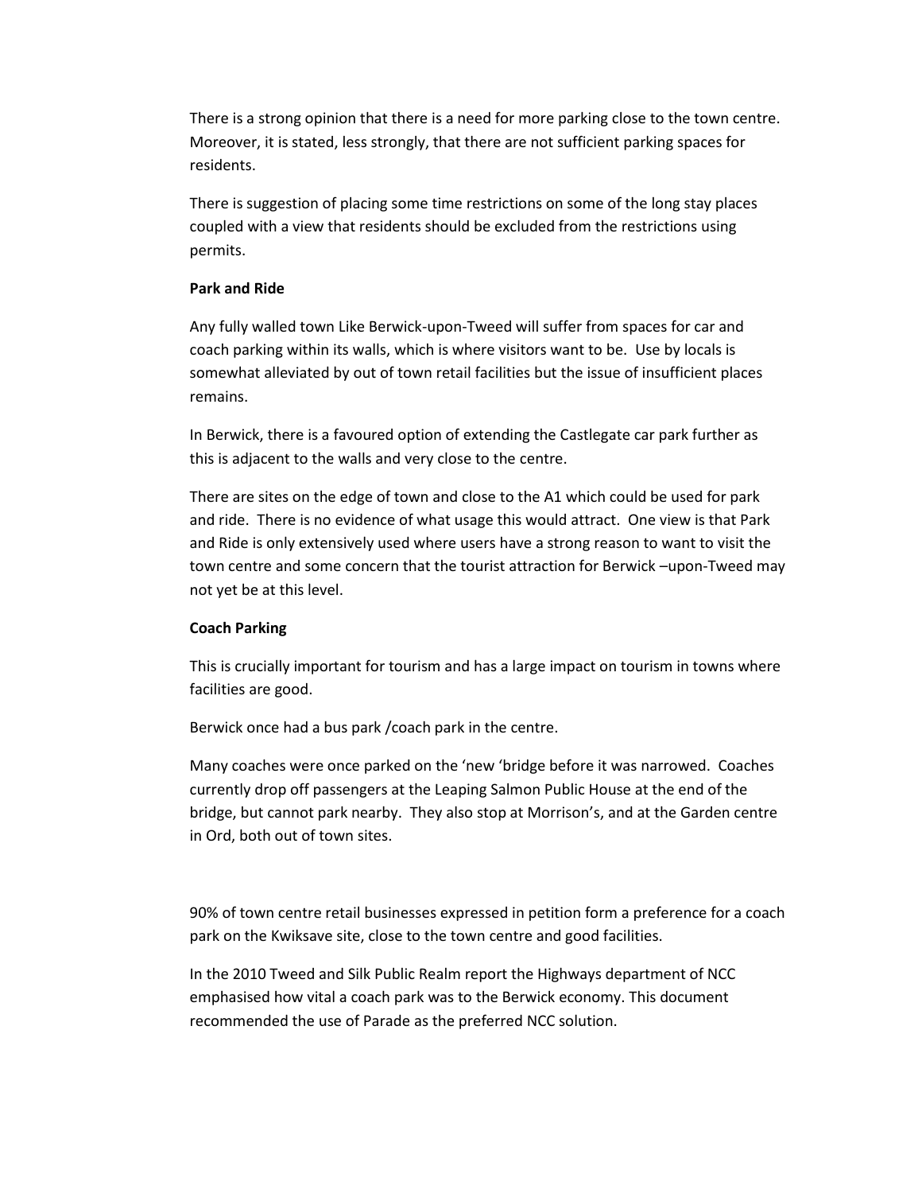There is a strong opinion that there is a need for more parking close to the town centre. Moreover, it is stated, less strongly, that there are not sufficient parking spaces for residents.

There is suggestion of placing some time restrictions on some of the long stay places coupled with a view that residents should be excluded from the restrictions using permits.

**Park and Ride**

Any fully walled town Like Berwick-upon-Tweed will suffer from spaces for car and coach parking within its walls, which is where visitors want to be. Use by locals is somewhat alleviated by out of town retail facilities but the issue of insufficient places remains.

In Berwick, there is a favoured option of extending the Castlegate car park further as this is adjacent to the walls and very close to the centre.

There are sites on the edge of town and close to the A1 which could be used for park and ride. There is no evidence of what usage this would attract. One view is that Park and Ride is only extensively used where users have a strong reason to want to visit the town centre and some concern that the tourist attraction for Berwick –upon-Tweed may not yet be at this level.

**Coach Parking**

This is crucially important for tourism and has a large impact on tourism in towns where facilities are good.

Berwick once had a bus park /coach park in the centre.

Many coaches were once parked on the 'new 'bridge before it was narrowed. Coaches currently drop off passengers at the Leaping Salmon Public House at the end of the bridge, but cannot park nearby. They also stop at Morrison's, and at the Garden centre in Ord, both out of town sites.

90% of town centre retail businesses expressed in petition form a preference for a coach park on the Kwiksave site, close to the town centre and good facilities.

In the 2010 Tweed and Silk Public Realm report the Highways department of NCC emphasised how vital a coach park was to the Berwick economy. This document recommended the use of Parade as the preferred NCC solution.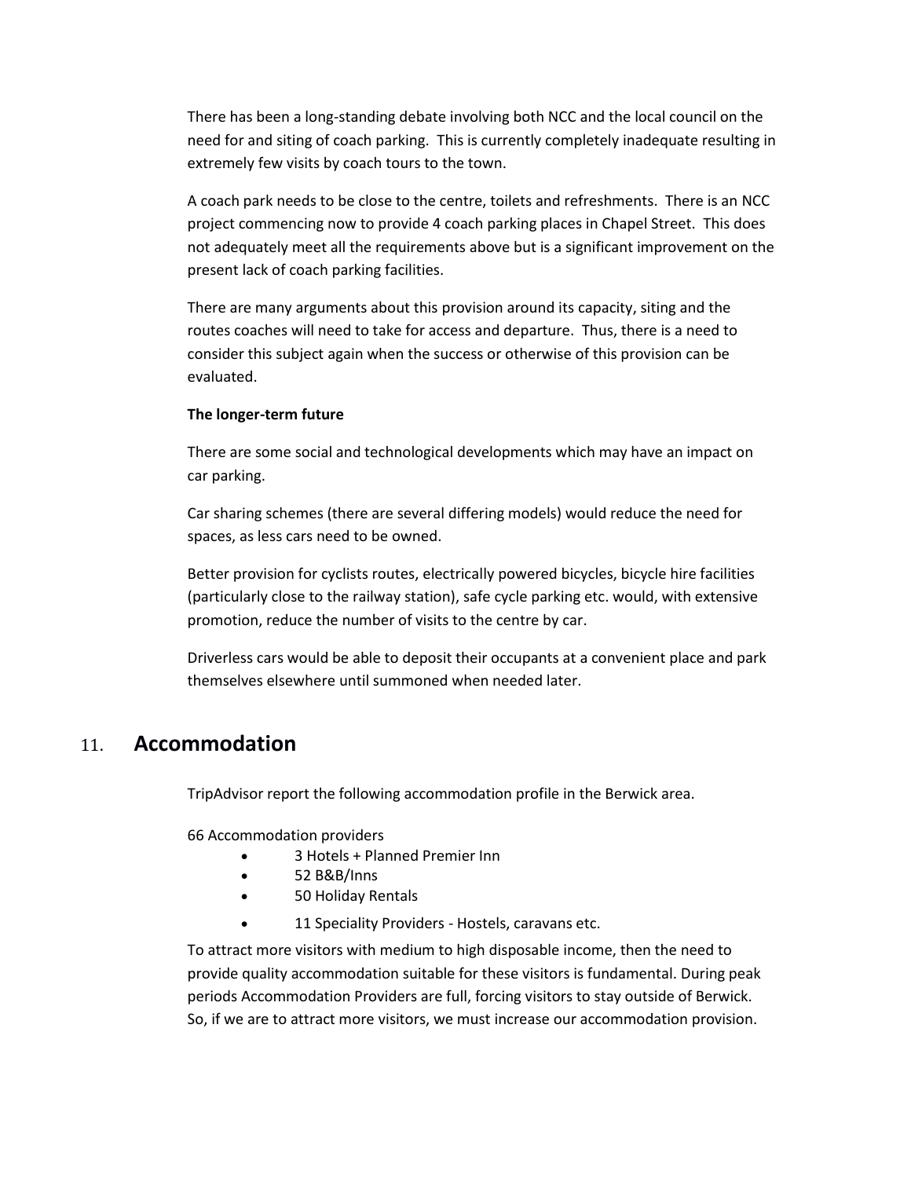There has been a long-standing debate involving both NCC and the local council on the need for and siting of coach parking. This is currently completely inadequate resulting in extremely few visits by coach tours to the town.

A coach park needs to be close to the centre, toilets and refreshments. There is an NCC project commencing now to provide 4 coach parking places in Chapel Street. This does not adequately meet all the requirements above but is a significant improvement on the present lack of coach parking facilities.

There are many arguments about this provision around its capacity, siting and the routes coaches will need to take for access and departure. Thus, there is a need to consider this subject again when the success or otherwise of this provision can be evaluated.

**The longer-term future**

There are some social and technological developments which may have an impact on car parking.

Car sharing schemes (there are several differing models) would reduce the need for spaces, as less cars need to be owned.

Better provision for cyclists routes, electrically powered bicycles, bicycle hire facilities (particularly close to the railway station), safe cycle parking etc. would, with extensive promotion, reduce the number of visits to the centre by car.

Driverless cars would be able to deposit their occupants at a convenient place and park themselves elsewhere until summoned when needed later.

## 11. Accommodation

TripAdvisor report the following accommodation profile in the Berwick area.

66 Accommodation providers

- 3 Hotels + Planned Premier Inn
- 52 B&B/Inns
- 50 Holiday Rentals
- 11 Speciality Providers - Hostels, caravans etc.

To attract more visitors with medium to high disposable income, then the need to provide quality accommodation suitable for these visitors is fundamental. During peak periods Accommodation Providers are full, forcing visitors to stay outside of Berwick. So, if we are to attract more visitors, we must increase our accommodation provision.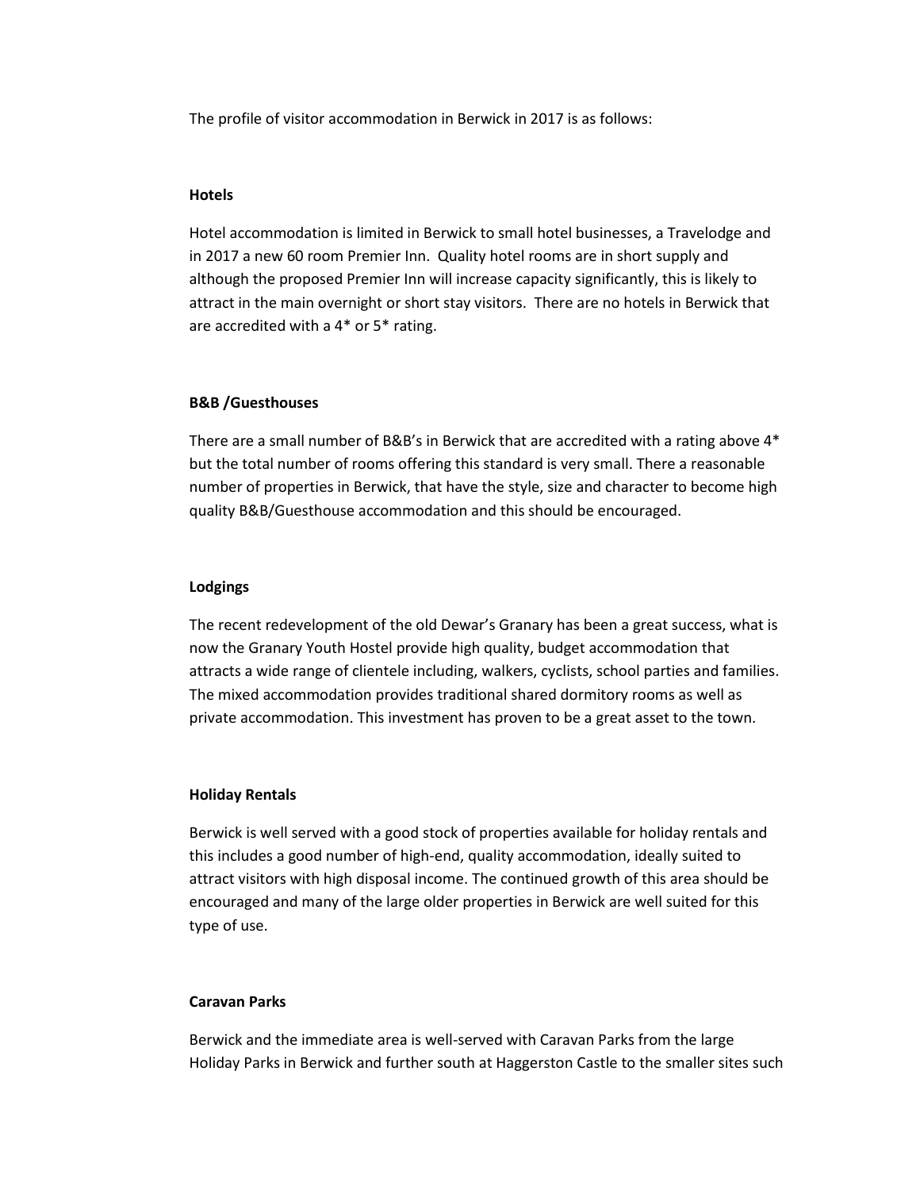The profile of visitor accommodation in Berwick in 2017 is as follows:

**Hotels**

Hotel accommodation is limited in Berwick to small hotel businesses, a Travelodge and in 2017 a new 60 room Premier Inn. Quality hotel rooms are in short supply and although the proposed Premier Inn will increase capacity significantly, this is likely to attract in the main overnight or short stay visitors. There are no hotels in Berwick that are accredited with a 4* or 5* rating.

**B&B /Guesthouses**

There are a small number of B&B's in Berwick that are accredited with a rating above 4* but the total number of rooms offering this standard is very small. There a reasonable number of properties in Berwick, that have the style, size and character to become high quality B&B/Guesthouse accommodation and this should be encouraged.

**Lodgings**

The recent redevelopment of the old Dewar's Granary has been a great success, what is now the Granary Youth Hostel provide high quality, budget accommodation that attracts a wide range of clientele including, walkers, cyclists, school parties and families. The mixed accommodation provides traditional shared dormitory rooms as well as private accommodation. This investment has proven to be a great asset to the town.

**Holiday Rentals**

Berwick is well served with a good stock of properties available for holiday rentals and this includes a good number of high-end, quality accommodation, ideally suited to attract visitors with high disposal income. The continued growth of this area should be encouraged and many of the large older properties in Berwick are well suited for this type of use.

**Caravan Parks**

Berwick and the immediate area is well-served with Caravan Parks from the large Holiday Parks in Berwick and further south at Haggerston Castle to the smaller sites such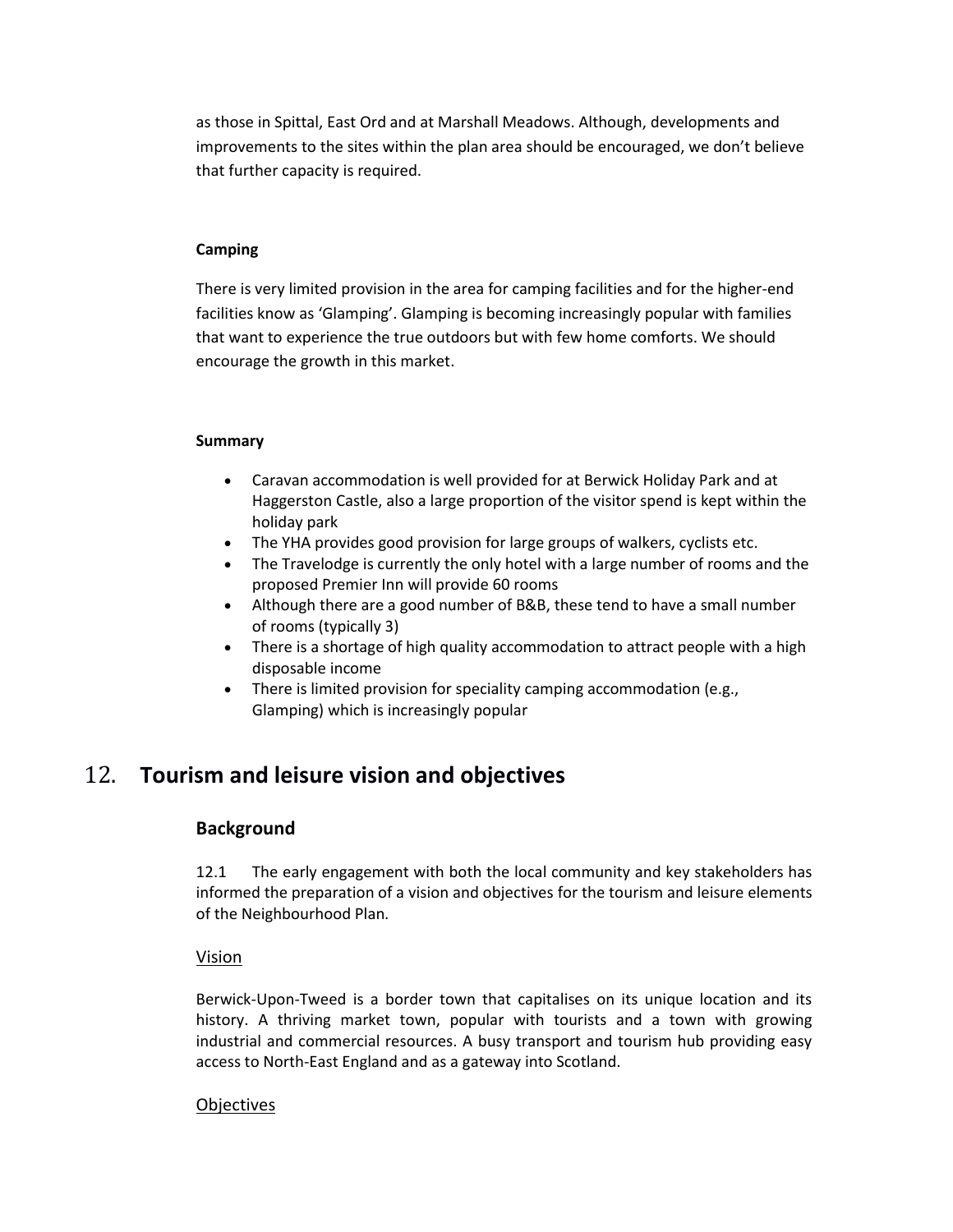as those in Spittal, East Ord and at Marshall Meadows. Although, developments and improvements to the sites within the plan area should be encouraged, we don't believe that further capacity is required.

**Camping**

There is very limited provision in the area for camping facilities and for the higher-end facilities know as 'Glamping'. Glamping is becoming increasingly popular with families that want to experience the true outdoors but with few home comforts. We should encourage the growth in this market.

**Summary**

- Caravan accommodation is well provided for at Berwick Holiday Park and at Haggerston Castle, also a large proportion of the visitor spend is kept within the holiday park
- The YHA provides good provision for large groups of walkers, cyclists etc.
- The Travelodge is currently the only hotel with a large number of rooms and the proposed Premier Inn will provide 60 rooms
- Although there are a good number of B&B, these tend to have a small number of rooms (typically 3)
- There is a shortage of high quality accommodation to attract people with a high disposable income
- There is limited provision for speciality camping accommodation (e.g., Glamping) which is increasingly popular

# 12. **Tourism and leisure vision and objectives**

## Background

12.1 The early engagement with both the local community and key stakeholders has informed the preparation of a vision and objectives for the tourism and leisure elements of the Neighbourhood Plan.

<u>Vision</u>

Berwick-Upon-Tweed is a border town that capitalises on its unique location and its history. A thriving market town, popular with tourists and a town with growing industrial and commercial resources. A busy transport and tourism hub providing easy access to North-East England and as a gateway into Scotland.

<u>Objectives</u>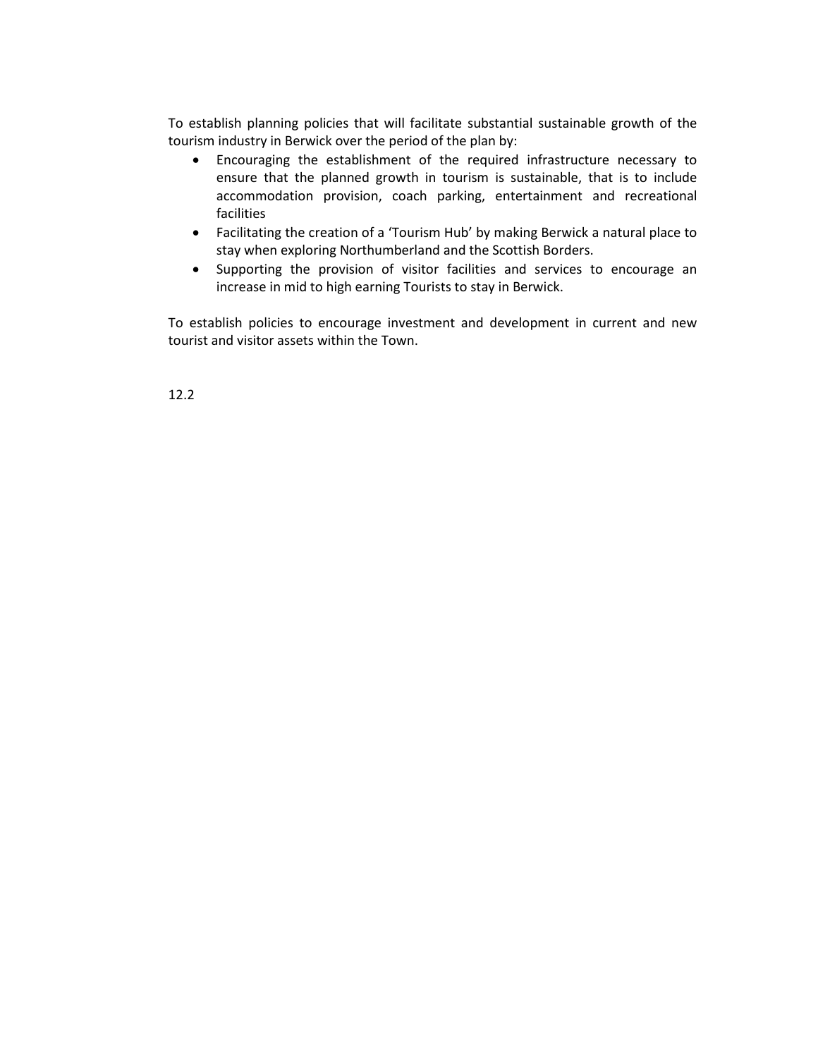To establish planning policies that will facilitate substantial sustainable growth of the tourism industry in Berwick over the period of the plan by:

- Encouraging the establishment of the required infrastructure necessary to ensure that the planned growth in tourism is sustainable, that is to include accommodation provision, coach parking, entertainment and recreational facilities
- Facilitating the creation of a 'Tourism Hub' by making Berwick a natural place to stay when exploring Northumberland and the Scottish Borders.
- Supporting the provision of visitor facilities and services to encourage an increase in mid to high earning Tourists to stay in Berwick.

To establish policies to encourage investment and development in current and new tourist and visitor assets within the Town.

12.2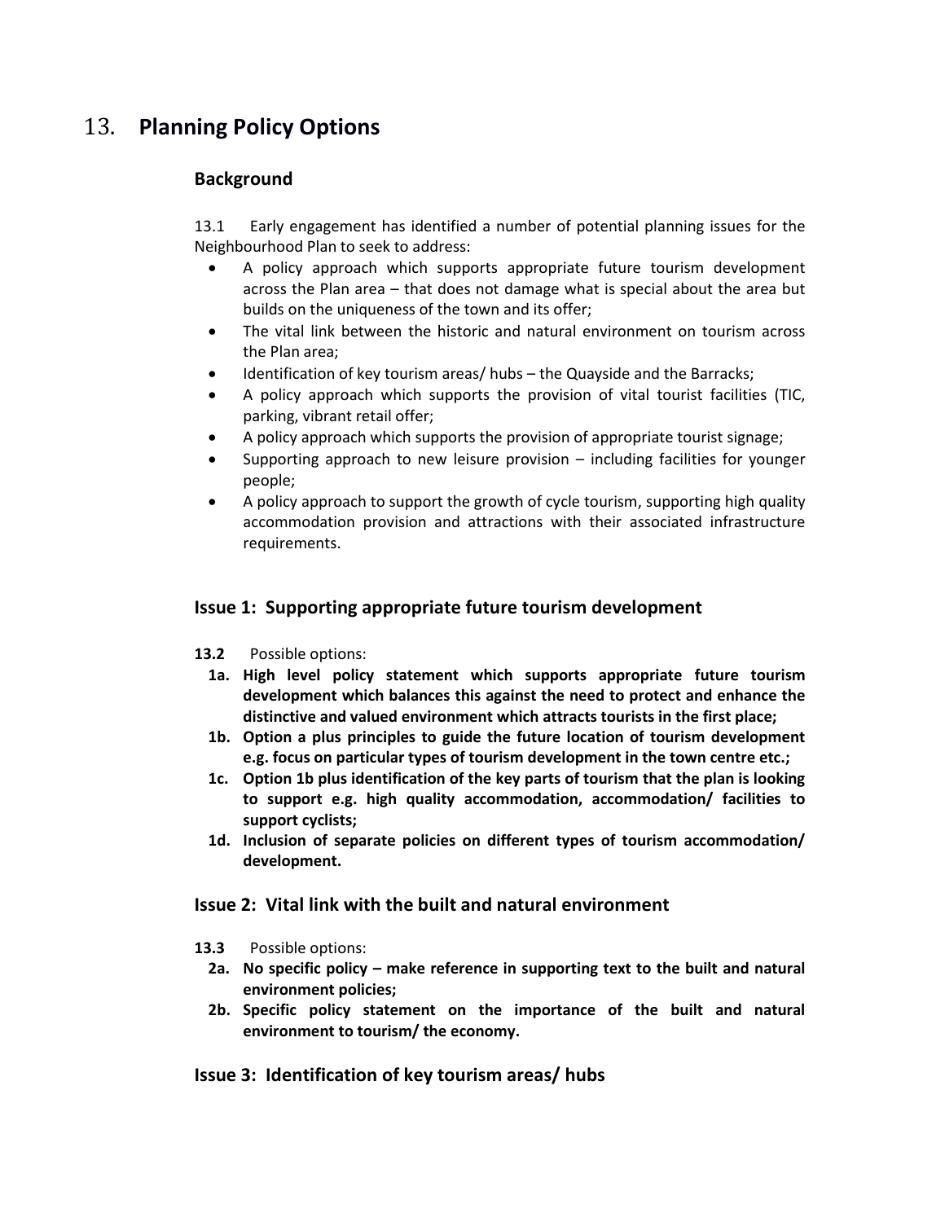# 13. **Planning Policy Options**

## **Background**

13.1 Early engagement has identified a number of potential planning issues for the Neighbourhood Plan to seek to address:

- A policy approach which supports appropriate future tourism development across the Plan area – that does not damage what is special about the area but builds on the uniqueness of the town and its offer;
- The vital link between the historic and natural environment on tourism across the Plan area;
- Identification of key tourism areas/ hubs – the Quayside and the Barracks;
- A policy approach which supports the provision of vital tourist facilities (TIC, parking, vibrant retail offer;
- A policy approach which supports the provision of appropriate tourist signage;
- Supporting approach to new leisure provision – including facilities for younger people;
- A policy approach to support the growth of cycle tourism, supporting high quality accommodation provision and attractions with their associated infrastructure requirements.

### **Issue 1: Supporting appropriate future tourism development**

**13.2** Possible options:

**1a. High level policy statement which supports appropriate future tourism development which balances this against the need to protect and enhance the distinctive and valued environment which attracts tourists in the first place;**

**1b. Option a plus principles to guide the future location of tourism development e.g. focus on particular types of tourism development in the town centre etc.;**

**1c. Option 1b plus identification of the key parts of tourism that the plan is looking to support e.g. high quality accommodation, accommodation/ facilities to support cyclists;**

**1d. Inclusion of separate policies on different types of tourism accommodation/ development.**

### **Issue 2: Vital link with the built and natural environment**

**13.3** Possible options:

**2a. No specific policy – make reference in supporting text to the built and natural environment policies;**

**2b. Specific policy statement on the importance of the built and natural environment to tourism/ the economy.**

### **Issue 3: Identification of key tourism areas/ hubs**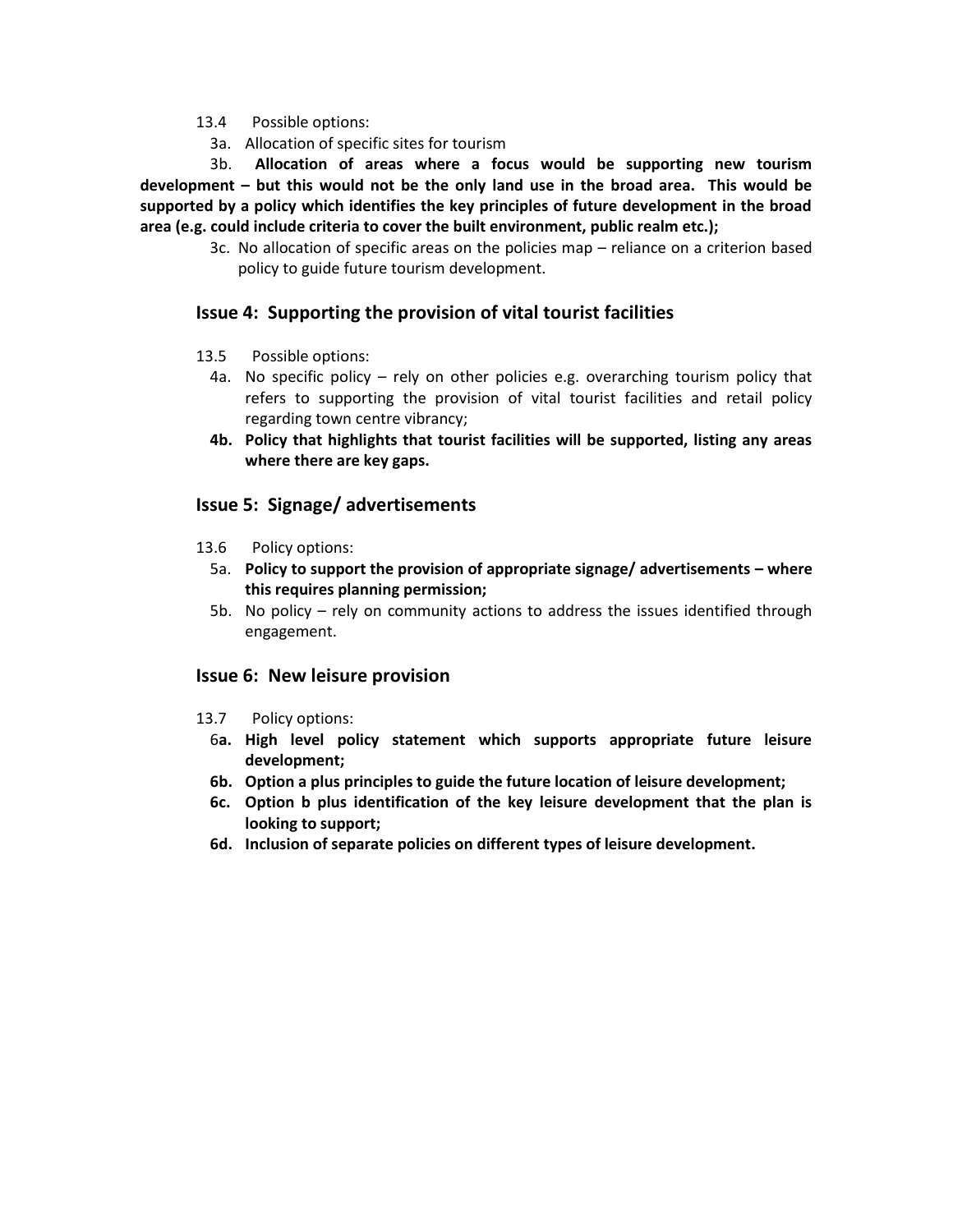13.4 Possible options:

3a. Allocation of specific sites for tourism

3b. **Allocation of areas where a focus would be supporting new tourism development – but this would not be the only land use in the broad area. This would be supported by a policy which identifies the key principles of future development in the broad area (e.g. could include criteria to cover the built environment, public realm etc.);**

3c. No allocation of specific areas on the policies map – reliance on a criterion based policy to guide future tourism development.

## Issue 4: Supporting the provision of vital tourist facilities

13.5 Possible options:

4a. No specific policy – rely on other policies e.g. overarching tourism policy that refers to supporting the provision of vital tourist facilities and retail policy regarding town centre vibrancy;

**4b. Policy that highlights that tourist facilities will be supported, listing any areas where there are key gaps.**

## Issue 5: Signage/ advertisements

13.6 Policy options:

5a. **Policy to support the provision of appropriate signage/ advertisements – where this requires planning permission;**

5b. No policy – rely on community actions to address the issues identified through engagement.

## Issue 6: New leisure provision

13.7 Policy options:

6**a. High level policy statement which supports appropriate future leisure development;**

**6b. Option a plus principles to guide the future location of leisure development;**

**6c. Option b plus identification of the key leisure development that the plan is looking to support;**

**6d. Inclusion of separate policies on different types of leisure development.**